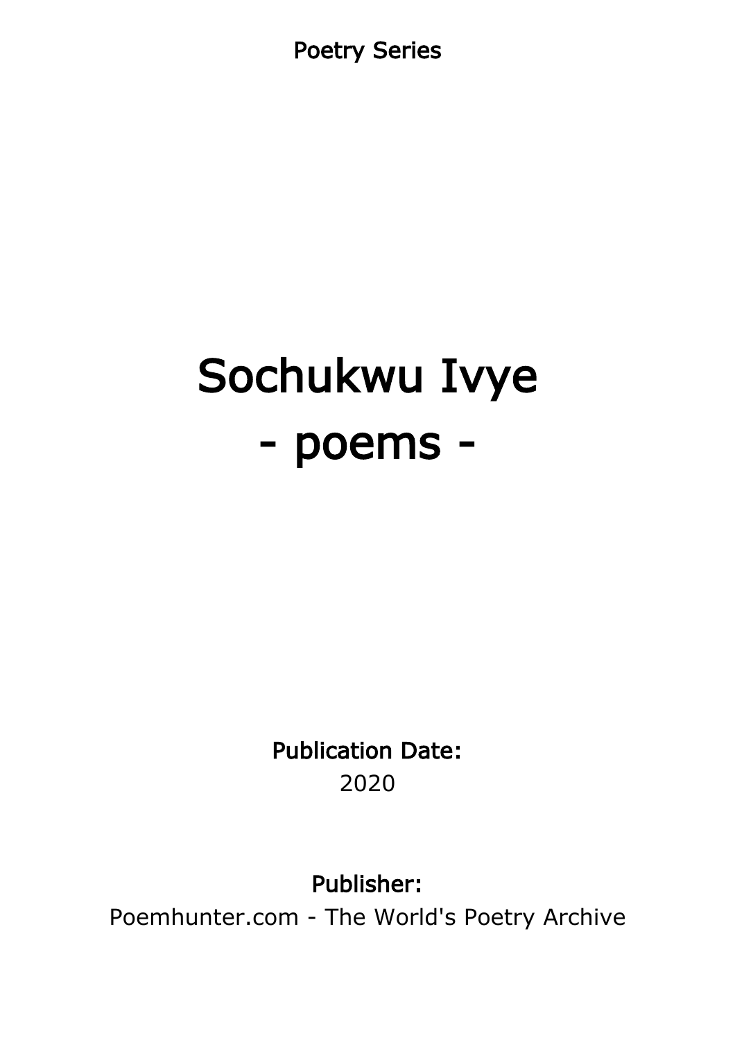Poetry Series

# Sochukwu Ivye
# - poems -

**Publication Date:**
2020

**Publisher:**
Poemhunter.com - The World's Poetry Archive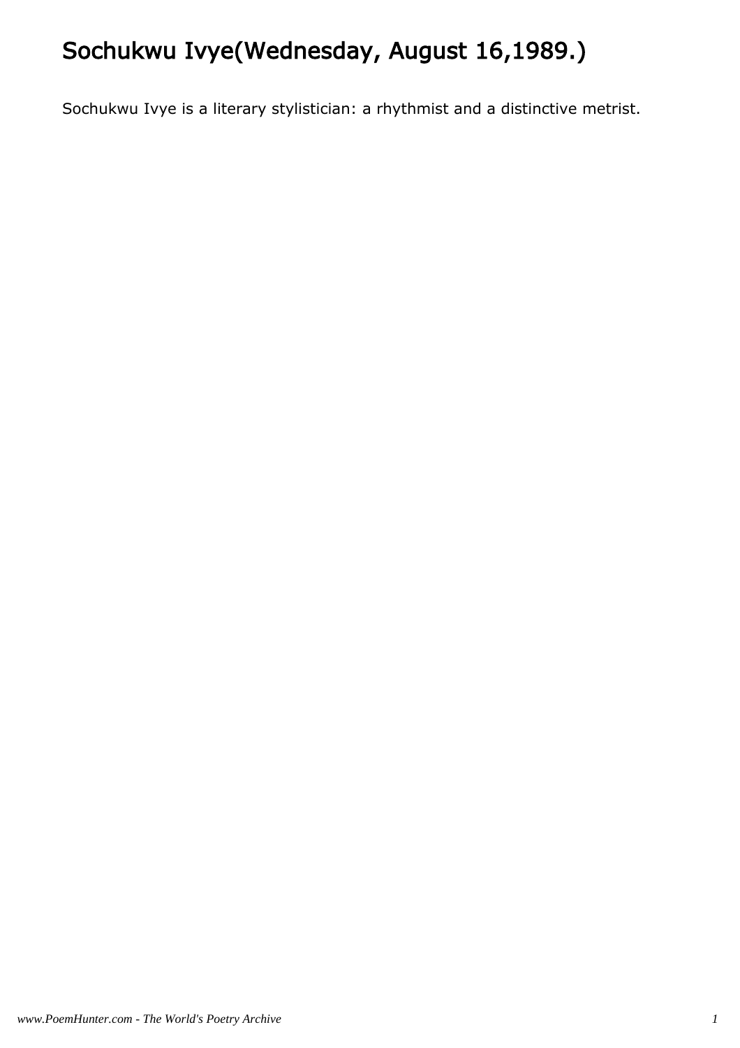# Sochukwu Ivye(Wednesday, August 16,1989.)

Sochukwu Ivye is a literary stylistician: a rhythmist and a distinctive metrist.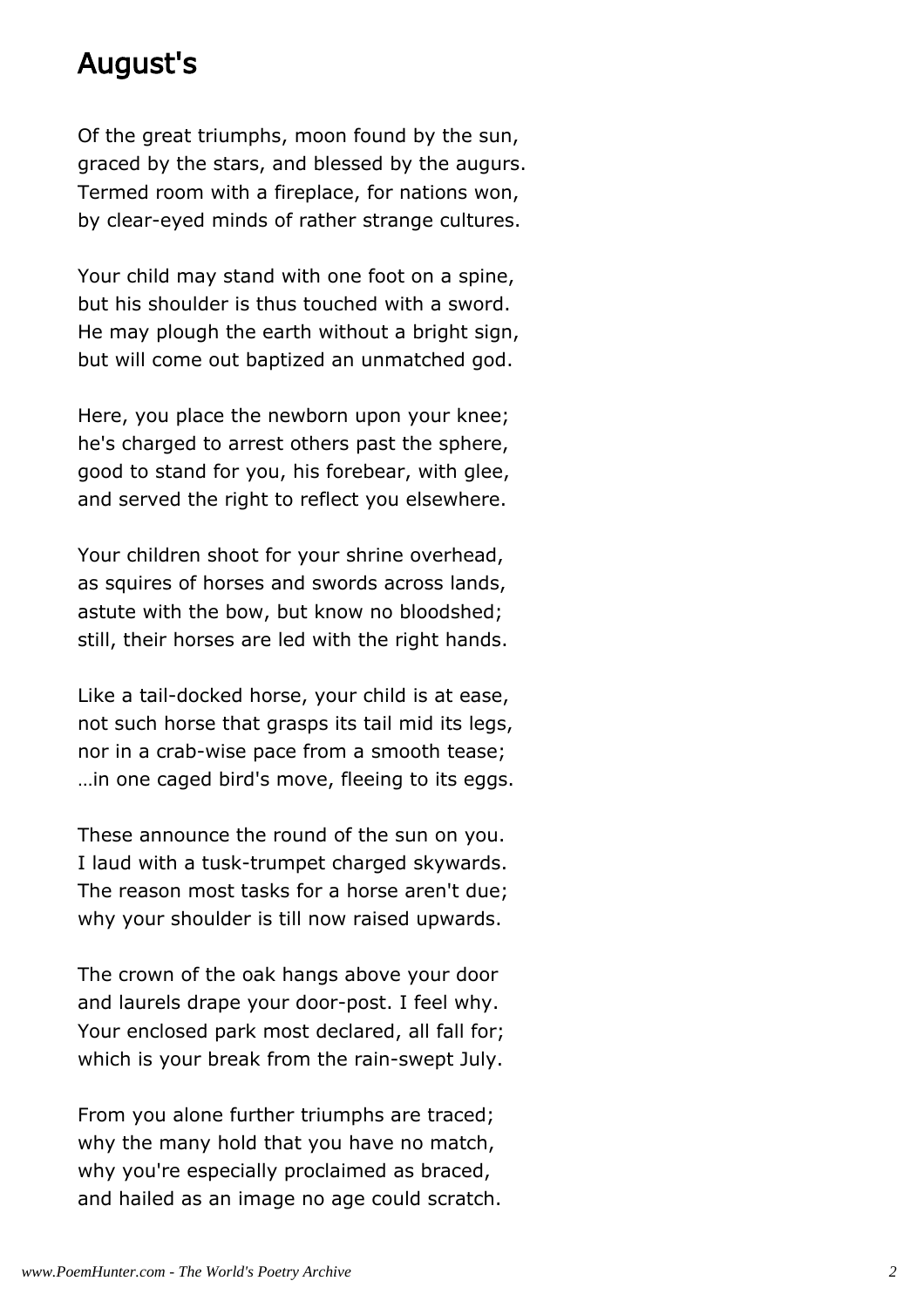## August's

Of the great triumphs, moon found by the sun,
graced by the stars, and blessed by the augurs.
Termed room with a fireplace, for nations won,
by clear-eyed minds of rather strange cultures.

Your child may stand with one foot on a spine,
but his shoulder is thus touched with a sword.
He may plough the earth without a bright sign,
but will come out baptized an unmatched god.

Here, you place the newborn upon your knee;
he's charged to arrest others past the sphere,
good to stand for you, his forebear, with glee,
and served the right to reflect you elsewhere.

Your children shoot for your shrine overhead,
as squires of horses and swords across lands,
astute with the bow, but know no bloodshed;
still, their horses are led with the right hands.

Like a tail-docked horse, your child is at ease,
not such horse that grasps its tail mid its legs,
nor in a crab-wise pace from a smooth tease;
…in one caged bird's move, fleeing to its eggs.

These announce the round of the sun on you.
I laud with a tusk-trumpet charged skywards.
The reason most tasks for a horse aren't due;
why your shoulder is till now raised upwards.

The crown of the oak hangs above your door
and laurels drape your door-post. I feel why.
Your enclosed park most declared, all fall for;
which is your break from the rain-swept July.

From you alone further triumphs are traced;
why the many hold that you have no match,
why you're especially proclaimed as braced,
and hailed as an image no age could scratch.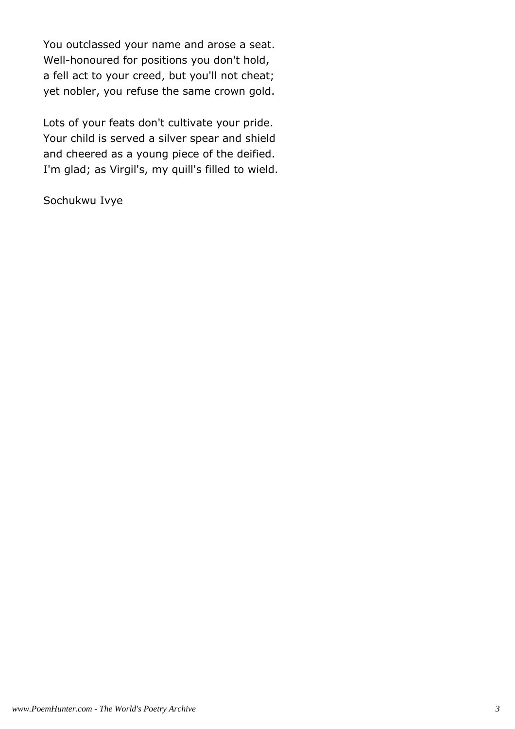You outclassed your name and arose a seat.
Well-honoured for positions you don't hold,
a fell act to your creed, but you'll not cheat;
yet nobler, you refuse the same crown gold.

Lots of your feats don't cultivate your pride.
Your child is served a silver spear and shield
and cheered as a young piece of the deified.
I'm glad; as Virgil's, my quill's filled to wield.

Sochukwu Ivye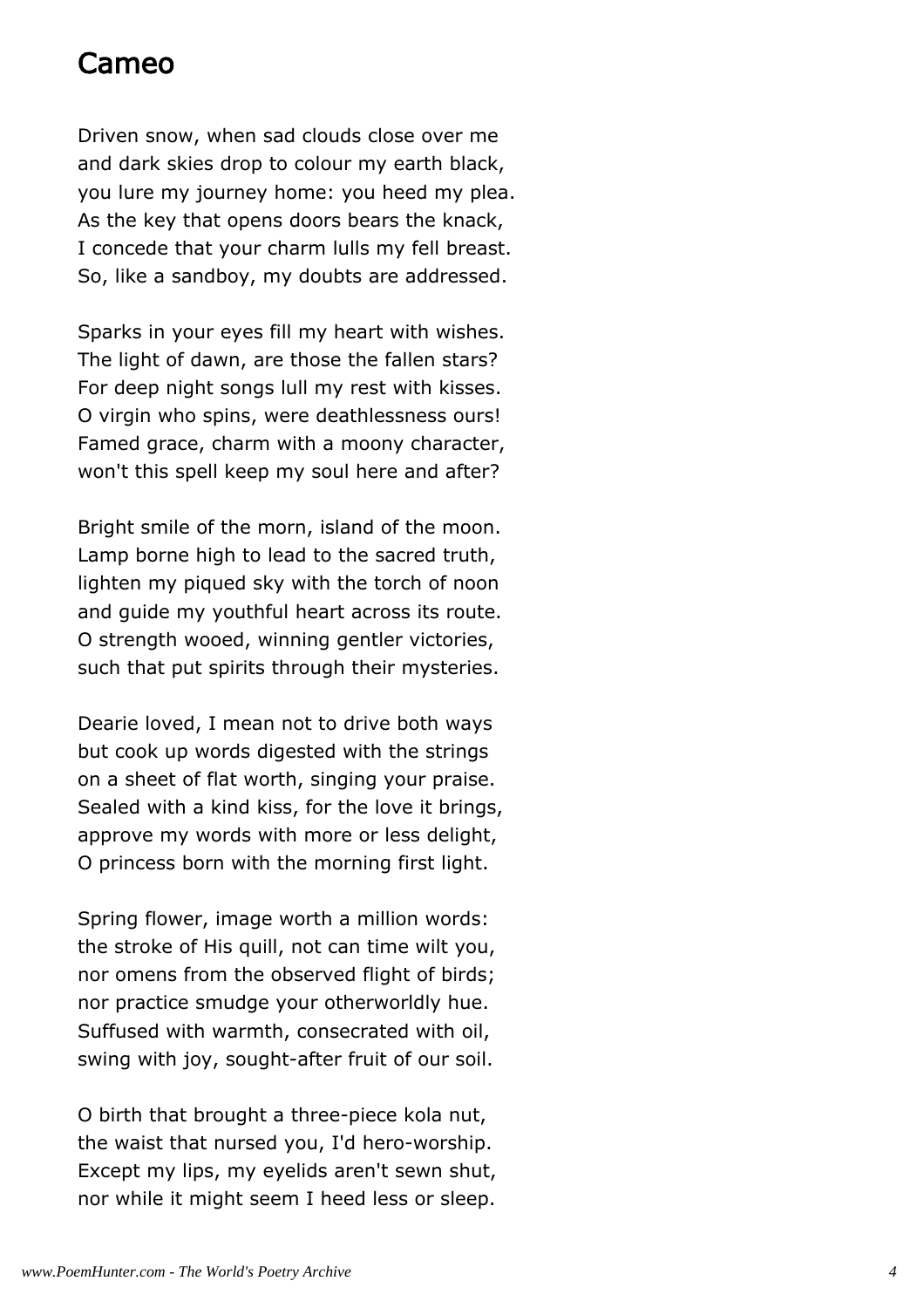# Cameo

Driven snow, when sad clouds close over me
and dark skies drop to colour my earth black,
you lure my journey home: you heed my plea.
As the key that opens doors bears the knack,
I concede that your charm lulls my fell breast.
So, like a sandboy, my doubts are addressed.

Sparks in your eyes fill my heart with wishes.
The light of dawn, are those the fallen stars?
For deep night songs lull my rest with kisses.
O virgin who spins, were deathlessness ours!
Famed grace, charm with a moony character,
won't this spell keep my soul here and after?

Bright smile of the morn, island of the moon.
Lamp borne high to lead to the sacred truth,
lighten my piqued sky with the torch of noon
and guide my youthful heart across its route.
O strength wooed, winning gentler victories,
such that put spirits through their mysteries.

Dearie loved, I mean not to drive both ways
but cook up words digested with the strings
on a sheet of flat worth, singing your praise.
Sealed with a kind kiss, for the love it brings,
approve my words with more or less delight,
O princess born with the morning first light.

Spring flower, image worth a million words:
the stroke of His quill, not can time wilt you,
nor omens from the observed flight of birds;
nor practice smudge your otherworldly hue.
Suffused with warmth, consecrated with oil,
swing with joy, sought-after fruit of our soil.

O birth that brought a three-piece kola nut,
the waist that nursed you, I'd hero-worship.
Except my lips, my eyelids aren't sewn shut,
nor while it might seem I heed less or sleep.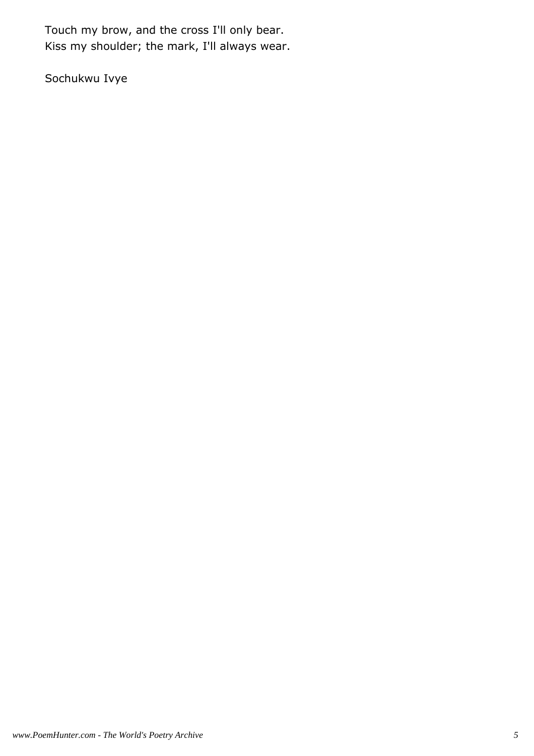Touch my brow, and the cross I'll only bear.
Kiss my shoulder; the mark, I'll always wear.

Sochukwu Ivye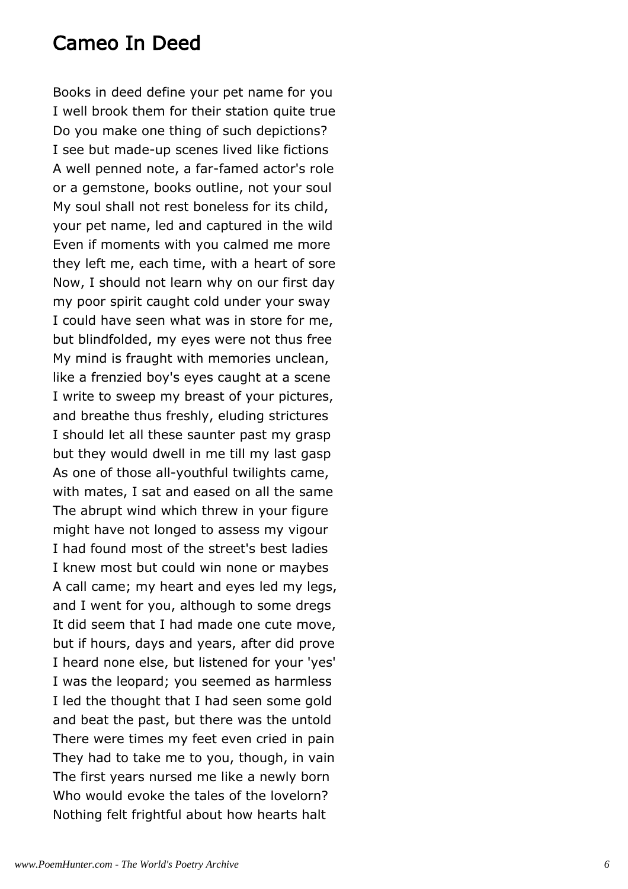# Cameo In Deed

Books in deed define your pet name for you  
I well brook them for their station quite true  
Do you make one thing of such depictions?  
I see but made-up scenes lived like fictions  
A well penned note, a far-famed actor's role  
or a gemstone, books outline, not your soul  
My soul shall not rest boneless for its child,  
your pet name, led and captured in the wild  
Even if moments with you calmed me more  
they left me, each time, with a heart of sore  
Now, I should not learn why on our first day  
my poor spirit caught cold under your sway  
I could have seen what was in store for me,  
but blindfolded, my eyes were not thus free  
My mind is fraught with memories unclean,  
like a frenzied boy's eyes caught at a scene  
I write to sweep my breast of your pictures,  
and breathe thus freshly, eluding strictures  
I should let all these saunter past my grasp  
but they would dwell in me till my last gasp  
As one of those all-youthful twilights came,  
with mates, I sat and eased on all the same  
The abrupt wind which threw in your figure  
might have not longed to assess my vigour  
I had found most of the street's best ladies  
I knew most but could win none or maybes  
A call came; my heart and eyes led my legs,  
and I went for you, although to some dregs  
It did seem that I had made one cute move,  
but if hours, days and years, after did prove  
I heard none else, but listened for your 'yes'  
I was the leopard; you seemed as harmless  
I led the thought that I had seen some gold  
and beat the past, but there was the untold  
There were times my feet even cried in pain  
They had to take me to you, though, in vain  
The first years nursed me like a newly born  
Who would evoke the tales of the lovelorn?  
Nothing felt frightful about how hearts halt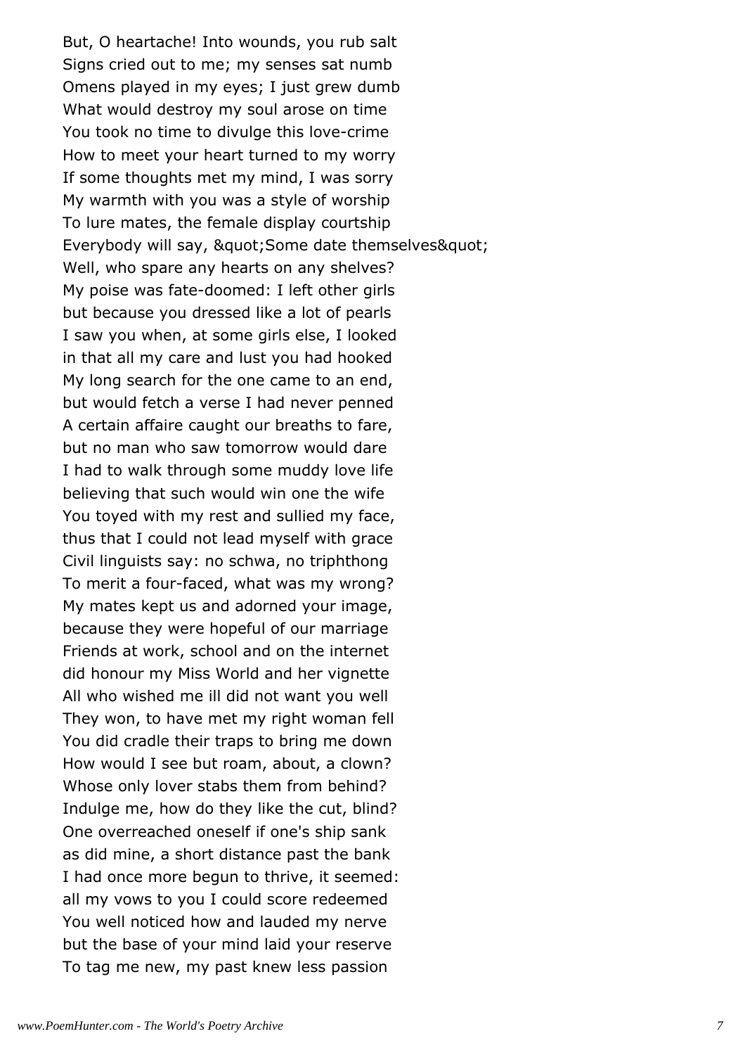But, O heartache! Into wounds, you rub salt  
Signs cried out to me; my senses sat numb  
Omens played in my eyes; I just grew dumb  
What would destroy my soul arose on time  
You took no time to divulge this love-crime  
How to meet your heart turned to my worry  
If some thoughts met my mind, I was sorry  
My warmth with you was a style of worship  
To lure mates, the female display courtship  
Everybody will say, "Some date themselves"  
Well, who spare any hearts on any shelves?  
My poise was fate-doomed: I left other girls  
but because you dressed like a lot of pearls  
I saw you when, at some girls else, I looked  
in that all my care and lust you had hooked  
My long search for the one came to an end,  
but would fetch a verse I had never penned  
A certain affaire caught our breaths to fare,  
but no man who saw tomorrow would dare  
I had to walk through some muddy love life  
believing that such would win one the wife  
You toyed with my rest and sullied my face,  
thus that I could not lead myself with grace  
Civil linguists say: no schwa, no triphthong  
To merit a four-faced, what was my wrong?  
My mates kept us and adorned your image,  
because they were hopeful of our marriage  
Friends at work, school and on the internet  
did honour my Miss World and her vignette  
All who wished me ill did not want you well  
They won, to have met my right woman fell  
You did cradle their traps to bring me down  
How would I see but roam, about, a clown?  
Whose only lover stabs them from behind?  
Indulge me, how do they like the cut, blind?  
One overreached oneself if one's ship sank  
as did mine, a short distance past the bank  
I had once more begun to thrive, it seemed:  
all my vows to you I could score redeemed  
You well noticed how and lauded my nerve  
but the base of your mind laid your reserve  
To tag me new, my past knew less passion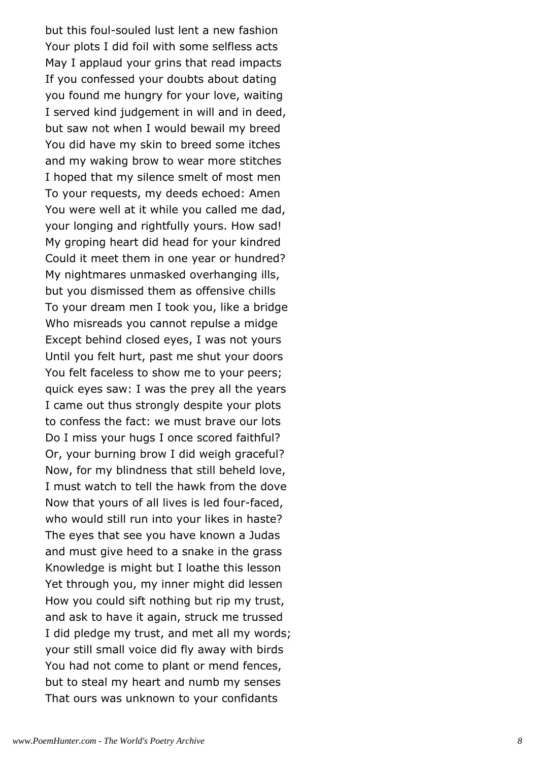but this foul-souled lust lent a new fashion  
Your plots I did foil with some selfless acts  
May I applaud your grins that read impacts  
If you confessed your doubts about dating  
you found me hungry for your love, waiting  
I served kind judgement in will and in deed,  
but saw not when I would bewail my breed  
You did have my skin to breed some itches  
and my waking brow to wear more stitches  
I hoped that my silence smelt of most men  
To your requests, my deeds echoed: Amen  
You were well at it while you called me dad,  
your longing and rightfully yours. How sad!  
My groping heart did head for your kindred  
Could it meet them in one year or hundred?  
My nightmares unmasked overhanging ills,  
but you dismissed them as offensive chills  
To your dream men I took you, like a bridge  
Who misreads you cannot repulse a midge  
Except behind closed eyes, I was not yours  
Until you felt hurt, past me shut your doors  
You felt faceless to show me to your peers;  
quick eyes saw: I was the prey all the years  
I came out thus strongly despite your plots  
to confess the fact: we must brave our lots  
Do I miss your hugs I once scored faithful?  
Or, your burning brow I did weigh graceful?  
Now, for my blindness that still beheld love,  
I must watch to tell the hawk from the dove  
Now that yours of all lives is led four-faced,  
who would still run into your likes in haste?  
The eyes that see you have known a Judas  
and must give heed to a snake in the grass  
Knowledge is might but I loathe this lesson  
Yet through you, my inner might did lessen  
How you could sift nothing but rip my trust,  
and ask to have it again, struck me trussed  
I did pledge my trust, and met all my words;  
your still small voice did fly away with birds  
You had not come to plant or mend fences,  
but to steal my heart and numb my senses  
That ours was unknown to your confidants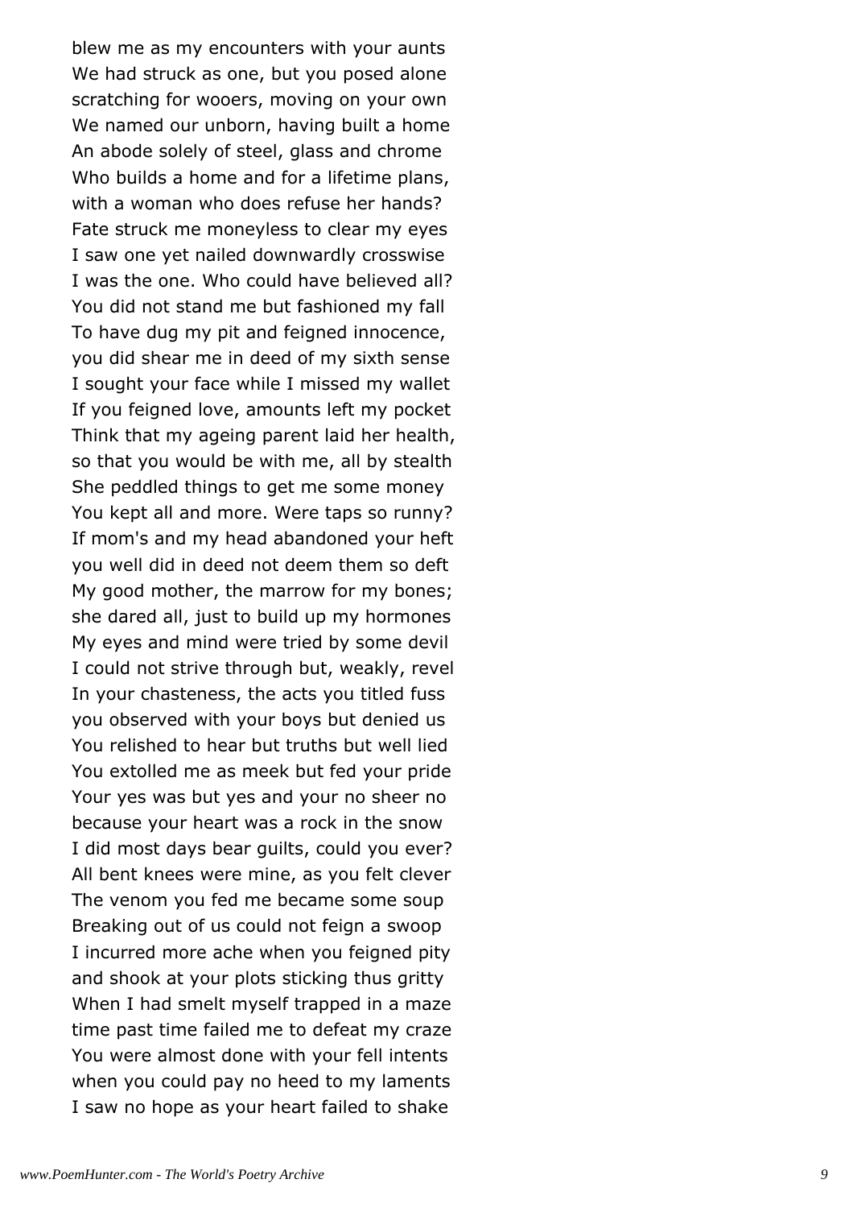blew me as my encounters with your aunts  
We had struck as one, but you posed alone  
scratching for wooers, moving on your own  
We named our unborn, having built a home  
An abode solely of steel, glass and chrome  
Who builds a home and for a lifetime plans,  
with a woman who does refuse her hands?  
Fate struck me moneyless to clear my eyes  
I saw one yet nailed downwardly crosswise  
I was the one. Who could have believed all?  
You did not stand me but fashioned my fall  
To have dug my pit and feigned innocence,  
you did shear me in deed of my sixth sense  
I sought your face while I missed my wallet  
If you feigned love, amounts left my pocket  
Think that my ageing parent laid her health,  
so that you would be with me, all by stealth  
She peddled things to get me some money  
You kept all and more. Were taps so runny?  
If mom's and my head abandoned your heft  
you well did in deed not deem them so deft  
My good mother, the marrow for my bones;  
she dared all, just to build up my hormones  
My eyes and mind were tried by some devil  
I could not strive through but, weakly, revel  
In your chasteness, the acts you titled fuss  
you observed with your boys but denied us  
You relished to hear but truths but well lied  
You extolled me as meek but fed your pride  
Your yes was but yes and your no sheer no  
because your heart was a rock in the snow  
I did most days bear guilts, could you ever?  
All bent knees were mine, as you felt clever  
The venom you fed me became some soup  
Breaking out of us could not feign a swoop  
I incurred more ache when you feigned pity  
and shook at your plots sticking thus gritty  
When I had smelt myself trapped in a maze  
time past time failed me to defeat my craze  
You were almost done with your fell intents  
when you could pay no heed to my laments  
I saw no hope as your heart failed to shake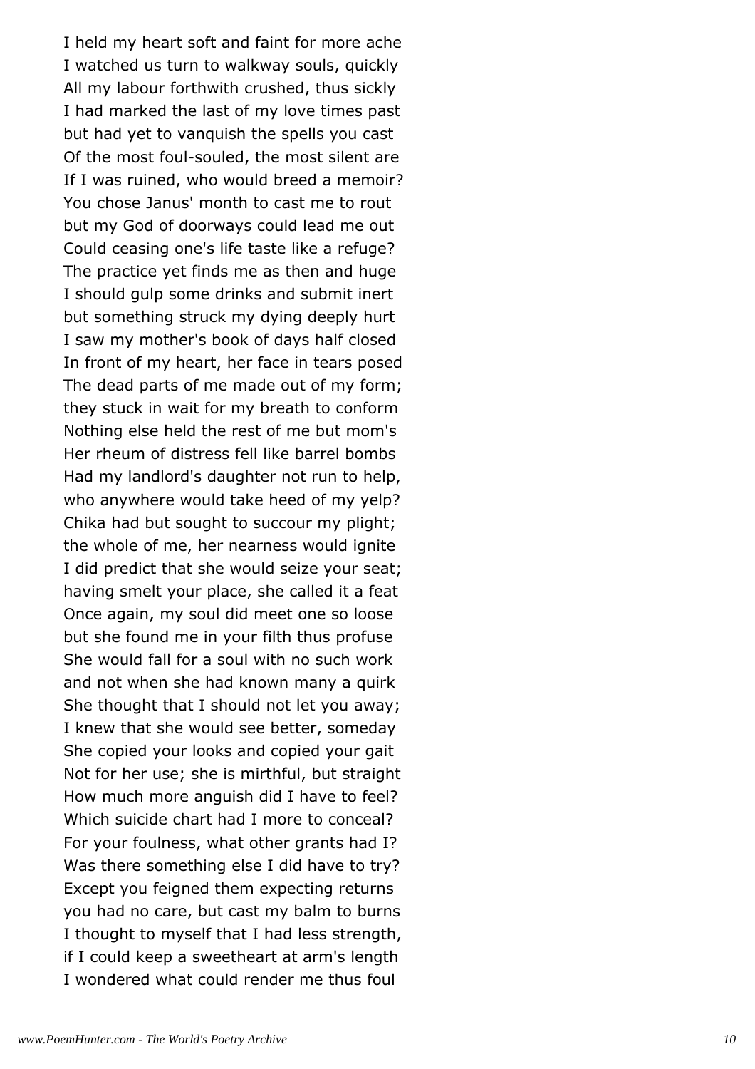I held my heart soft and faint for more ache
I watched us turn to walkway souls, quickly
All my labour forthwith crushed, thus sickly
I had marked the last of my love times past
but had yet to vanquish the spells you cast
Of the most foul-souled, the most silent are
If I was ruined, who would breed a memoir?
You chose Janus' month to cast me to rout
but my God of doorways could lead me out
Could ceasing one's life taste like a refuge?
The practice yet finds me as then and huge
I should gulp some drinks and submit inert
but something struck my dying deeply hurt
I saw my mother's book of days half closed
In front of my heart, her face in tears posed
The dead parts of me made out of my form;
they stuck in wait for my breath to conform
Nothing else held the rest of me but mom's
Her rheum of distress fell like barrel bombs
Had my landlord's daughter not run to help,
who anywhere would take heed of my yelp?
Chika had but sought to succour my plight;
the whole of me, her nearness would ignite
I did predict that she would seize your seat;
having smelt your place, she called it a feat
Once again, my soul did meet one so loose
but she found me in your filth thus profuse
She would fall for a soul with no such work
and not when she had known many a quirk
She thought that I should not let you away;
I knew that she would see better, someday
She copied your looks and copied your gait
Not for her use; she is mirthful, but straight
How much more anguish did I have to feel?
Which suicide chart had I more to conceal?
For your foulness, what other grants had I?
Was there something else I did have to try?
Except you feigned them expecting returns
you had no care, but cast my balm to burns
I thought to myself that I had less strength,
if I could keep a sweetheart at arm's length
I wondered what could render me thus foul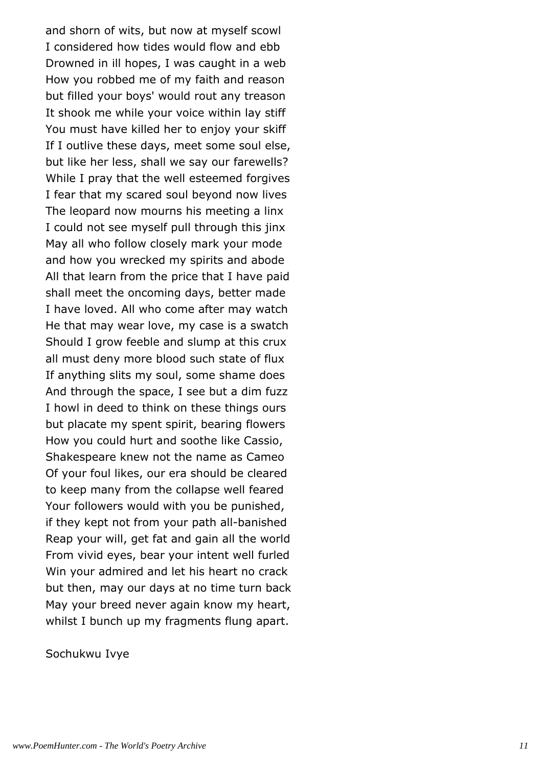and shorn of wits, but now at myself scowl
I considered how tides would flow and ebb
Drowned in ill hopes, I was caught in a web
How you robbed me of my faith and reason
but filled your boys' would rout any treason
It shook me while your voice within lay stiff
You must have killed her to enjoy your skiff
If I outlive these days, meet some soul else,
but like her less, shall we say our farewells?
While I pray that the well esteemed forgives
I fear that my scared soul beyond now lives
The leopard now mourns his meeting a linx
I could not see myself pull through this jinx
May all who follow closely mark your mode
and how you wrecked my spirits and abode
All that learn from the price that I have paid
shall meet the oncoming days, better made
I have loved. All who come after may watch
He that may wear love, my case is a swatch
Should I grow feeble and slump at this crux
all must deny more blood such state of flux
If anything slits my soul, some shame does
And through the space, I see but a dim fuzz
I howl in deed to think on these things ours
but placate my spent spirit, bearing flowers
How you could hurt and soothe like Cassio,
Shakespeare knew not the name as Cameo
Of your foul likes, our era should be cleared
to keep many from the collapse well feared
Your followers would with you be punished,
if they kept not from your path all-banished
Reap your will, get fat and gain all the world
From vivid eyes, bear your intent well furled
Win your admired and let his heart no crack
but then, may our days at no time turn back
May your breed never again know my heart,
whilst I bunch up my fragments flung apart.

Sochukwu Ivye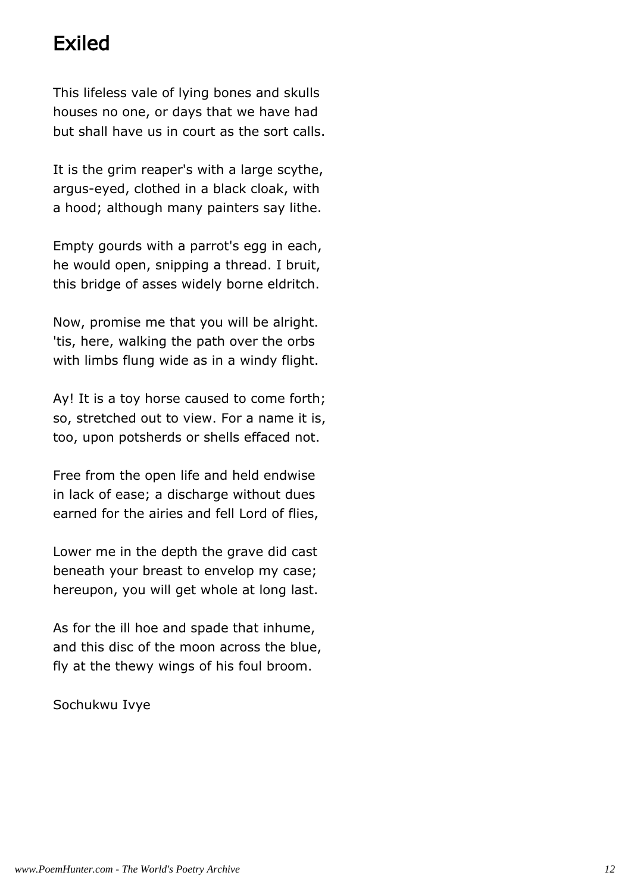## Exiled

This lifeless vale of lying bones and skulls
houses no one, or days that we have had
but shall have us in court as the sort calls.

It is the grim reaper's with a large scythe,
argus-eyed, clothed in a black cloak, with
a hood; although many painters say lithe.

Empty gourds with a parrot's egg in each,
he would open, snipping a thread. I bruit,
this bridge of asses widely borne eldritch.

Now, promise me that you will be alright.
'tis, here, walking the path over the orbs
with limbs flung wide as in a windy flight.

Ay! It is a toy horse caused to come forth;
so, stretched out to view. For a name it is,
too, upon potsherds or shells effaced not.

Free from the open life and held endwise
in lack of ease; a discharge without dues
earned for the airies and fell Lord of flies,

Lower me in the depth the grave did cast
beneath your breast to envelop my case;
hereupon, you will get whole at long last.

As for the ill hoe and spade that inhume,
and this disc of the moon across the blue,
fly at the thewy wings of his foul broom.

Sochukwu Ivye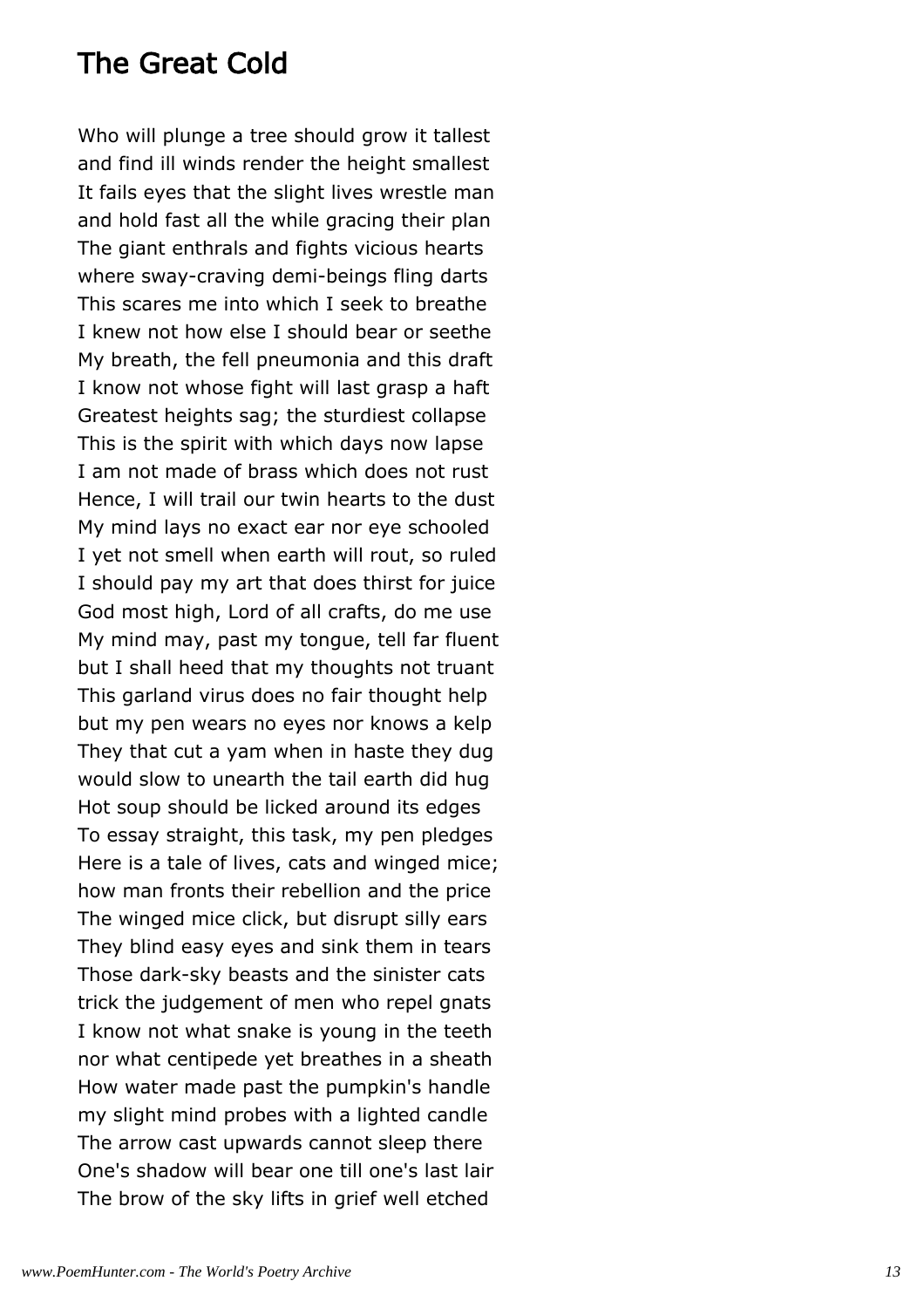## The Great Cold

Who will plunge a tree should grow it tallest
and find ill winds render the height smallest
It fails eyes that the slight lives wrestle man
and hold fast all the while gracing their plan
The giant enthrals and fights vicious hearts
where sway-craving demi-beings fling darts
This scares me into which I seek to breathe
I knew not how else I should bear or seethe
My breath, the fell pneumonia and this draft
I know not whose fight will last grasp a haft
Greatest heights sag; the sturdiest collapse
This is the spirit with which days now lapse
I am not made of brass which does not rust
Hence, I will trail our twin hearts to the dust
My mind lays no exact ear nor eye schooled
I yet not smell when earth will rout, so ruled
I should pay my art that does thirst for juice
God most high, Lord of all crafts, do me use
My mind may, past my tongue, tell far fluent
but I shall heed that my thoughts not truant
This garland virus does no fair thought help
but my pen wears no eyes nor knows a kelp
They that cut a yam when in haste they dug
would slow to unearth the tail earth did hug
Hot soup should be licked around its edges
To essay straight, this task, my pen pledges
Here is a tale of lives, cats and winged mice;
how man fronts their rebellion and the price
The winged mice click, but disrupt silly ears
They blind easy eyes and sink them in tears
Those dark-sky beasts and the sinister cats
trick the judgement of men who repel gnats
I know not what snake is young in the teeth
nor what centipede yet breathes in a sheath
How water made past the pumpkin's handle
my slight mind probes with a lighted candle
The arrow cast upwards cannot sleep there
One's shadow will bear one till one's last lair
The brow of the sky lifts in grief well etched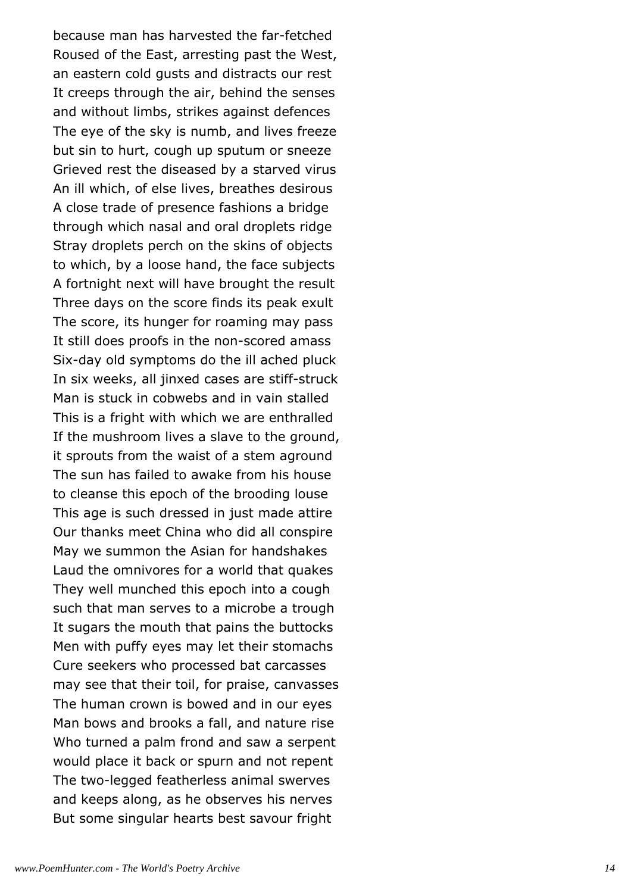because man has harvested the far-fetched
Roused of the East, arresting past the West,
an eastern cold gusts and distracts our rest
It creeps through the air, behind the senses
and without limbs, strikes against defences
The eye of the sky is numb, and lives freeze
but sin to hurt, cough up sputum or sneeze
Grieved rest the diseased by a starved virus
An ill which, of else lives, breathes desirous
A close trade of presence fashions a bridge
through which nasal and oral droplets ridge
Stray droplets perch on the skins of objects
to which, by a loose hand, the face subjects
A fortnight next will have brought the result
Three days on the score finds its peak exult
The score, its hunger for roaming may pass
It still does proofs in the non-scored amass
Six-day old symptoms do the ill ached pluck
In six weeks, all jinxed cases are stiff-struck
Man is stuck in cobwebs and in vain stalled
This is a fright with which we are enthralled
If the mushroom lives a slave to the ground,
it sprouts from the waist of a stem aground
The sun has failed to awake from his house
to cleanse this epoch of the brooding louse
This age is such dressed in just made attire
Our thanks meet China who did all conspire
May we summon the Asian for handshakes
Laud the omnivores for a world that quakes
They well munched this epoch into a cough
such that man serves to a microbe a trough
It sugars the mouth that pains the buttocks
Men with puffy eyes may let their stomachs
Cure seekers who processed bat carcasses
may see that their toil, for praise, canvasses
The human crown is bowed and in our eyes
Man bows and brooks a fall, and nature rise
Who turned a palm frond and saw a serpent
would place it back or spurn and not repent
The two-legged featherless animal swerves
and keeps along, as he observes his nerves
But some singular hearts best savour fright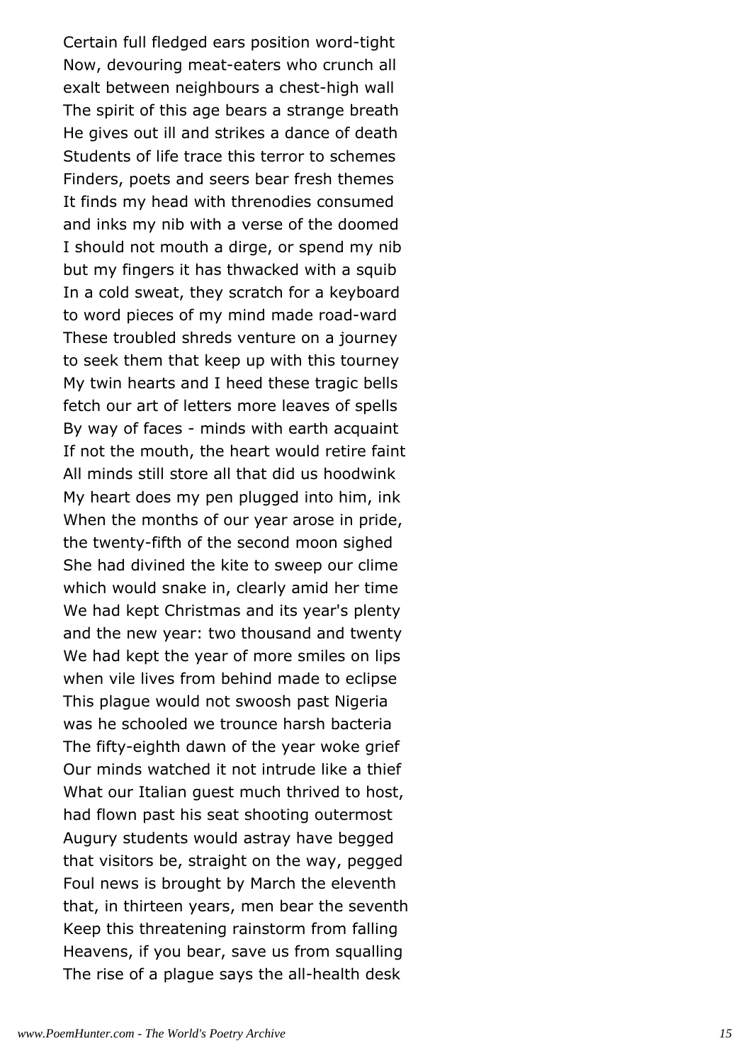Certain full fledged ears position word-tight
Now, devouring meat-eaters who crunch all
exalt between neighbours a chest-high wall
The spirit of this age bears a strange breath
He gives out ill and strikes a dance of death
Students of life trace this terror to schemes
Finders, poets and seers bear fresh themes
It finds my head with threnodies consumed
and inks my nib with a verse of the doomed
I should not mouth a dirge, or spend my nib
but my fingers it has thwacked with a squib
In a cold sweat, they scratch for a keyboard
to word pieces of my mind made road-ward
These troubled shreds venture on a journey
to seek them that keep up with this tourney
My twin hearts and I heed these tragic bells
fetch our art of letters more leaves of spells
By way of faces - minds with earth acquaint
If not the mouth, the heart would retire faint
All minds still store all that did us hoodwink
My heart does my pen plugged into him, ink
When the months of our year arose in pride,
the twenty-fifth of the second moon sighed
She had divined the kite to sweep our clime
which would snake in, clearly amid her time
We had kept Christmas and its year's plenty
and the new year: two thousand and twenty
We had kept the year of more smiles on lips
when vile lives from behind made to eclipse
This plague would not swoosh past Nigeria
was he schooled we trounce harsh bacteria
The fifty-eighth dawn of the year woke grief
Our minds watched it not intrude like a thief
What our Italian guest much thrived to host,
had flown past his seat shooting outermost
Augury students would astray have begged
that visitors be, straight on the way, pegged
Foul news is brought by March the eleventh
that, in thirteen years, men bear the seventh
Keep this threatening rainstorm from falling
Heavens, if you bear, save us from squalling
The rise of a plague says the all-health desk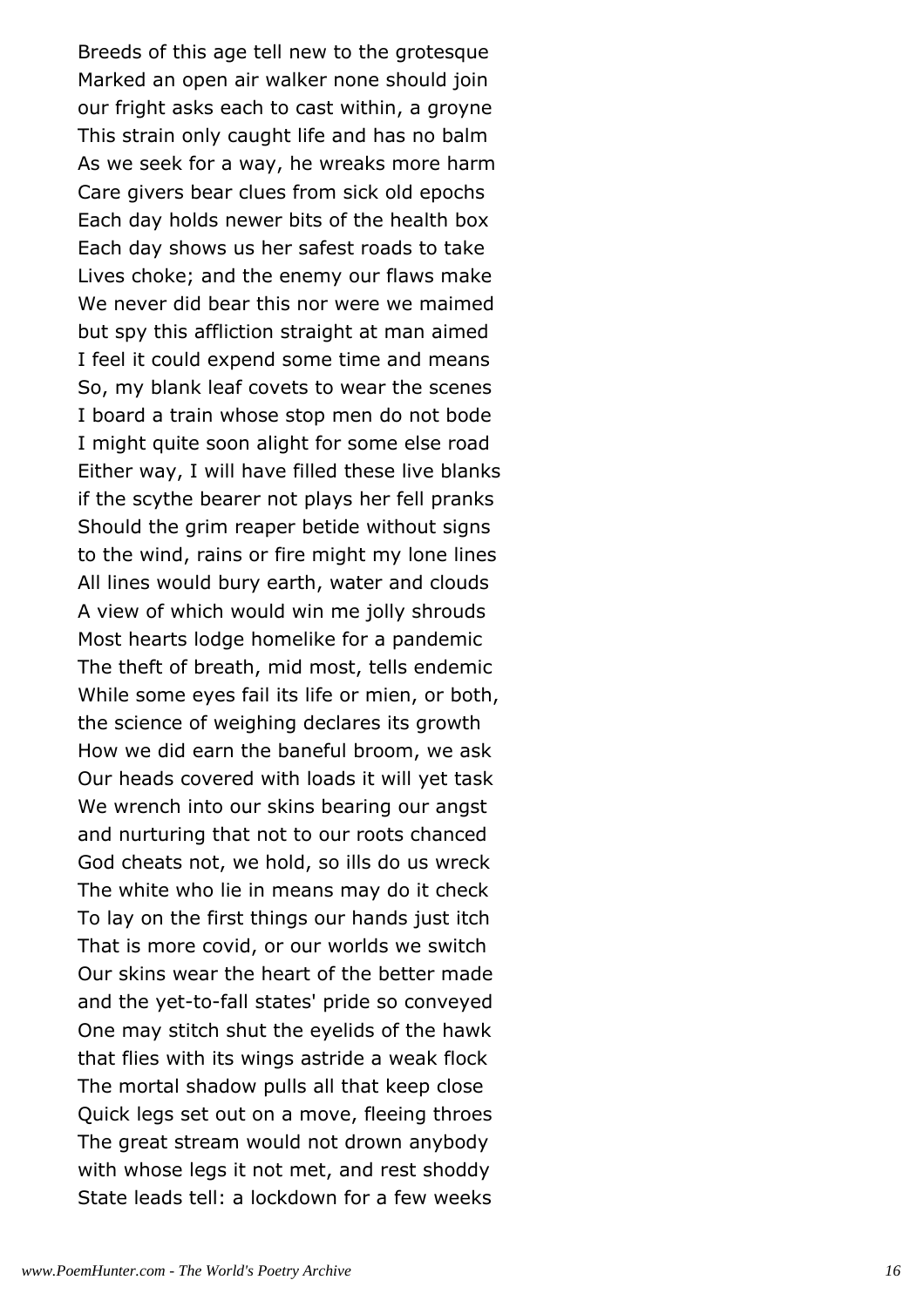Breeds of this age tell new to the grotesque
Marked an open air walker none should join
our fright asks each to cast within, a groyne
This strain only caught life and has no balm
As we seek for a way, he wreaks more harm
Care givers bear clues from sick old epochs
Each day holds newer bits of the health box
Each day shows us her safest roads to take
Lives choke; and the enemy our flaws make
We never did bear this nor were we maimed
but spy this affliction straight at man aimed
I feel it could expend some time and means
So, my blank leaf covets to wear the scenes
I board a train whose stop men do not bode
I might quite soon alight for some else road
Either way, I will have filled these live blanks
if the scythe bearer not plays her fell pranks
Should the grim reaper betide without signs
to the wind, rains or fire might my lone lines
All lines would bury earth, water and clouds
A view of which would win me jolly shrouds
Most hearts lodge homelike for a pandemic
The theft of breath, mid most, tells endemic
While some eyes fail its life or mien, or both,
the science of weighing declares its growth
How we did earn the baneful broom, we ask
Our heads covered with loads it will yet task
We wrench into our skins bearing our angst
and nurturing that not to our roots chanced
God cheats not, we hold, so ills do us wreck
The white who lie in means may do it check
To lay on the first things our hands just itch
That is more covid, or our worlds we switch
Our skins wear the heart of the better made
and the yet-to-fall states' pride so conveyed
One may stitch shut the eyelids of the hawk
that flies with its wings astride a weak flock
The mortal shadow pulls all that keep close
Quick legs set out on a move, fleeing throes
The great stream would not drown anybody
with whose legs it not met, and rest shoddy
State leads tell: a lockdown for a few weeks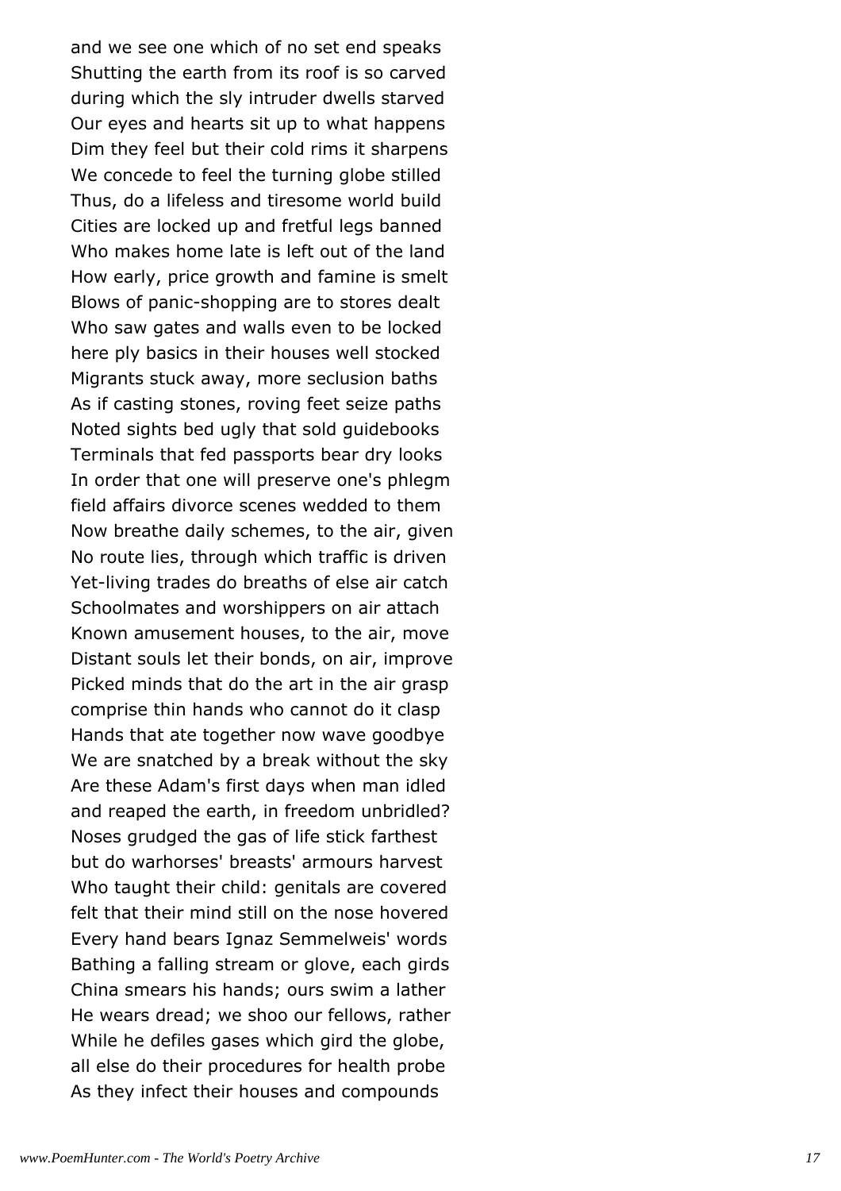and we see one which of no set end speaks
Shutting the earth from its roof is so carved
during which the sly intruder dwells starved
Our eyes and hearts sit up to what happens
Dim they feel but their cold rims it sharpens
We concede to feel the turning globe stilled
Thus, do a lifeless and tiresome world build
Cities are locked up and fretful legs banned
Who makes home late is left out of the land
How early, price growth and famine is smelt
Blows of panic-shopping are to stores dealt
Who saw gates and walls even to be locked
here ply basics in their houses well stocked
Migrants stuck away, more seclusion baths
As if casting stones, roving feet seize paths
Noted sights bed ugly that sold guidebooks
Terminals that fed passports bear dry looks
In order that one will preserve one's phlegm
field affairs divorce scenes wedded to them
Now breathe daily schemes, to the air, given
No route lies, through which traffic is driven
Yet-living trades do breaths of else air catch
Schoolmates and worshippers on air attach
Known amusement houses, to the air, move
Distant souls let their bonds, on air, improve
Picked minds that do the art in the air grasp
comprise thin hands who cannot do it clasp
Hands that ate together now wave goodbye
We are snatched by a break without the sky
Are these Adam's first days when man idled
and reaped the earth, in freedom unbridled?
Noses grudged the gas of life stick farthest
but do warhorses' breasts' armours harvest
Who taught their child: genitals are covered
felt that their mind still on the nose hovered
Every hand bears Ignaz Semmelweis' words
Bathing a falling stream or glove, each girds
China smears his hands; ours swim a lather
He wears dread; we shoo our fellows, rather
While he defiles gases which gird the globe,
all else do their procedures for health probe
As they infect their houses and compounds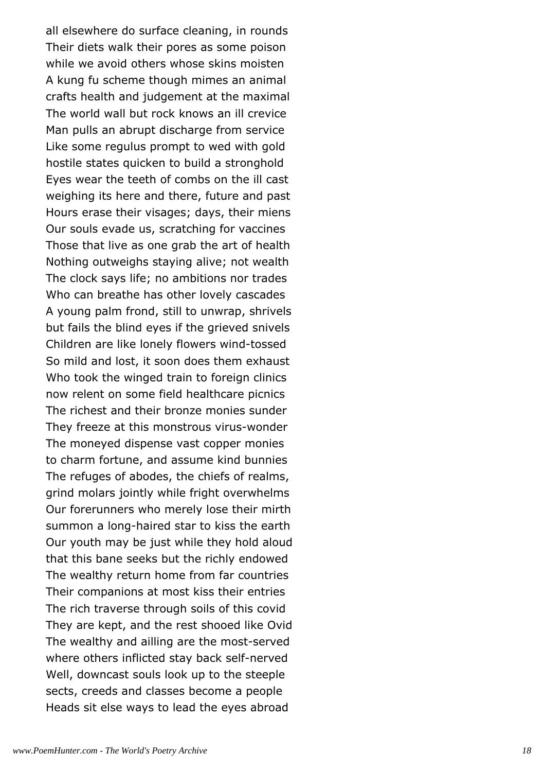all elsewhere do surface cleaning, in rounds
Their diets walk their pores as some poison
while we avoid others whose skins moisten
A kung fu scheme though mimes an animal
crafts health and judgement at the maximal
The world wall but rock knows an ill crevice
Man pulls an abrupt discharge from service
Like some regulus prompt to wed with gold
hostile states quicken to build a stronghold
Eyes wear the teeth of combs on the ill cast
weighing its here and there, future and past
Hours erase their visages; days, their miens
Our souls evade us, scratching for vaccines
Those that live as one grab the art of health
Nothing outweighs staying alive; not wealth
The clock says life; no ambitions nor trades
Who can breathe has other lovely cascades
A young palm frond, still to unwrap, shrivels
but fails the blind eyes if the grieved snivels
Children are like lonely flowers wind-tossed
So mild and lost, it soon does them exhaust
Who took the winged train to foreign clinics
now relent on some field healthcare picnics
The richest and their bronze monies sunder
They freeze at this monstrous virus-wonder
The moneyed dispense vast copper monies
to charm fortune, and assume kind bunnies
The refuges of abodes, the chiefs of realms,
grind molars jointly while fright overwhelms
Our forerunners who merely lose their mirth
summon a long-haired star to kiss the earth
Our youth may be just while they hold aloud
that this bane seeks but the richly endowed
The wealthy return home from far countries
Their companions at most kiss their entries
The rich traverse through soils of this covid
They are kept, and the rest shooed like Ovid
The wealthy and ailling are the most-served
where others inflicted stay back self-nerved
Well, downcast souls look up to the steeple
sects, creeds and classes become a people
Heads sit else ways to lead the eyes abroad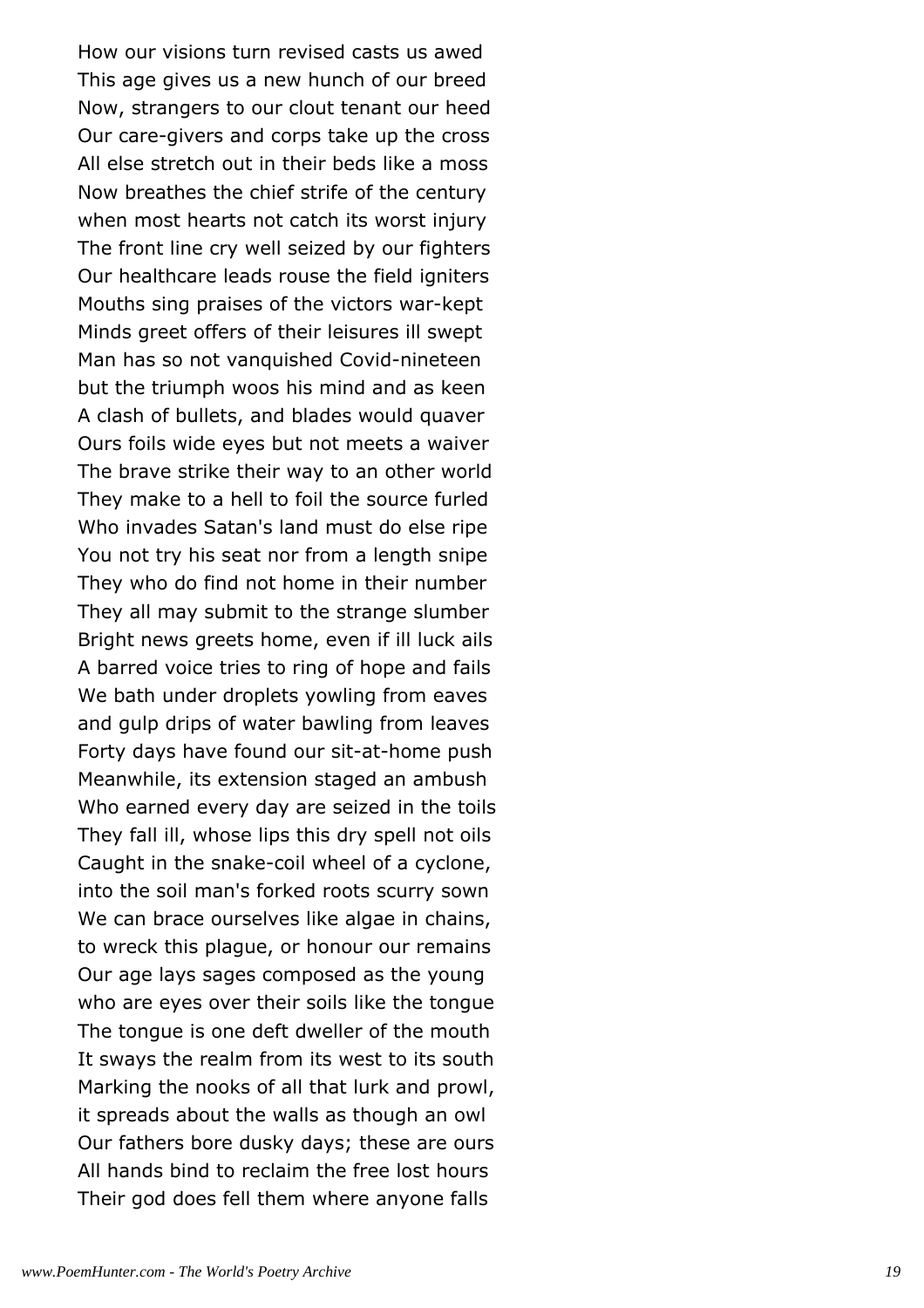How our visions turn revised casts us awed
This age gives us a new hunch of our breed
Now, strangers to our clout tenant our heed
Our care-givers and corps take up the cross
All else stretch out in their beds like a moss
Now breathes the chief strife of the century
when most hearts not catch its worst injury
The front line cry well seized by our fighters
Our healthcare leads rouse the field igniters
Mouths sing praises of the victors war-kept
Minds greet offers of their leisures ill swept
Man has so not vanquished Covid-nineteen
but the triumph woos his mind and as keen
A clash of bullets, and blades would quaver
Ours foils wide eyes but not meets a waiver
The brave strike their way to an other world
They make to a hell to foil the source furled
Who invades Satan's land must do else ripe
You not try his seat nor from a length snipe
They who do find not home in their number
They all may submit to the strange slumber
Bright news greets home, even if ill luck ails
A barred voice tries to ring of hope and fails
We bath under droplets yowling from eaves
and gulp drips of water bawling from leaves
Forty days have found our sit-at-home push
Meanwhile, its extension staged an ambush
Who earned every day are seized in the toils
They fall ill, whose lips this dry spell not oils
Caught in the snake-coil wheel of a cyclone,
into the soil man's forked roots scurry sown
We can brace ourselves like algae in chains,
to wreck this plague, or honour our remains
Our age lays sages composed as the young
who are eyes over their soils like the tongue
The tongue is one deft dweller of the mouth
It sways the realm from its west to its south
Marking the nooks of all that lurk and prowl,
it spreads about the walls as though an owl
Our fathers bore dusky days; these are ours
All hands bind to reclaim the free lost hours
Their god does fell them where anyone falls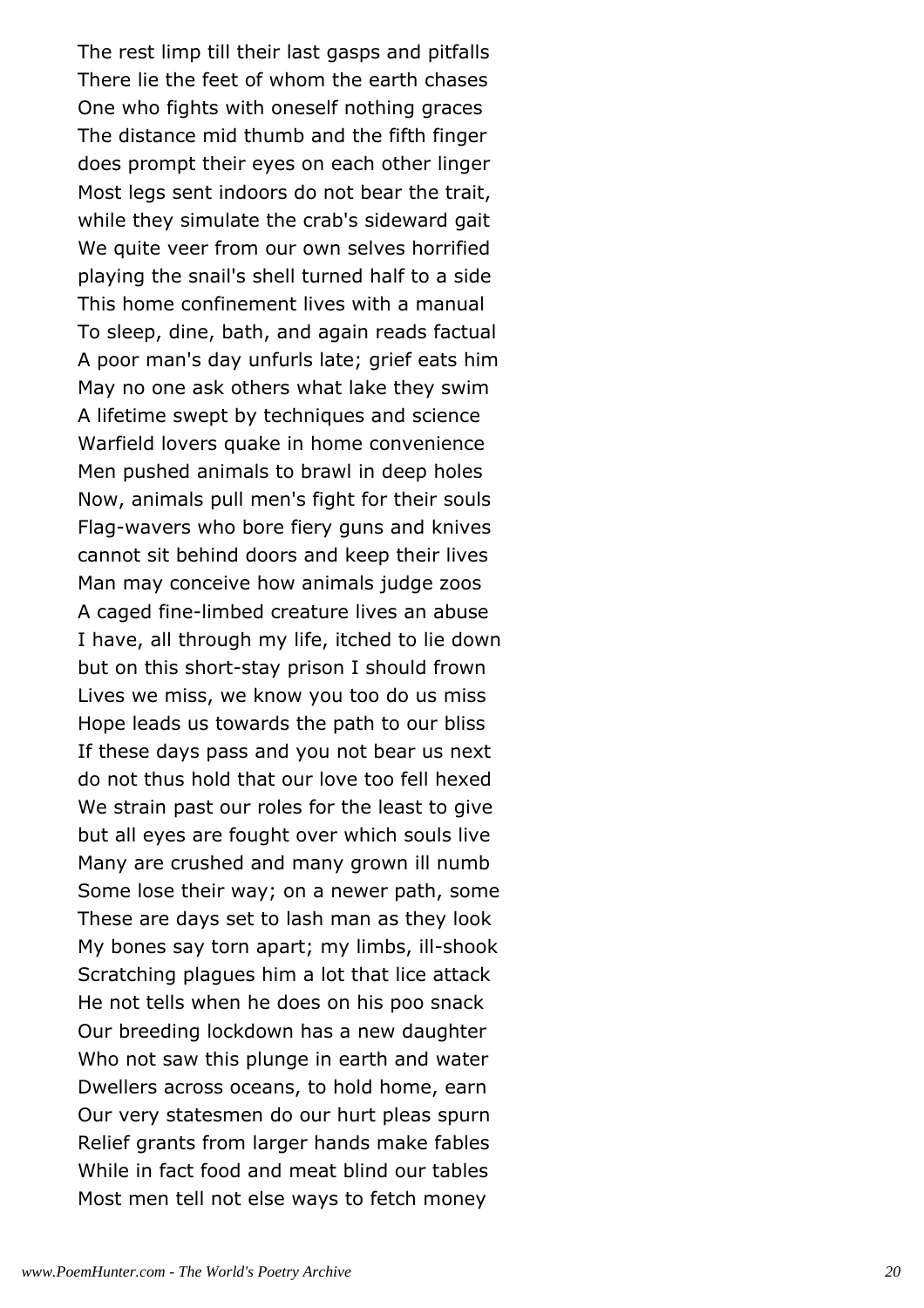The rest limp till their last gasps and pitfalls
There lie the feet of whom the earth chases
One who fights with oneself nothing graces
The distance mid thumb and the fifth finger
does prompt their eyes on each other linger
Most legs sent indoors do not bear the trait,
while they simulate the crab's sideward gait
We quite veer from our own selves horrified
playing the snail's shell turned half to a side
This home confinement lives with a manual
To sleep, dine, bath, and again reads factual
A poor man's day unfurls late; grief eats him
May no one ask others what lake they swim
A lifetime swept by techniques and science
Warfield lovers quake in home convenience
Men pushed animals to brawl in deep holes
Now, animals pull men's fight for their souls
Flag-wavers who bore fiery guns and knives
cannot sit behind doors and keep their lives
Man may conceive how animals judge zoos
A caged fine-limbed creature lives an abuse
I have, all through my life, itched to lie down
but on this short-stay prison I should frown
Lives we miss, we know you too do us miss
Hope leads us towards the path to our bliss
If these days pass and you not bear us next
do not thus hold that our love too fell hexed
We strain past our roles for the least to give
but all eyes are fought over which souls live
Many are crushed and many grown ill numb
Some lose their way; on a newer path, some
These are days set to lash man as they look
My bones say torn apart; my limbs, ill-shook
Scratching plagues him a lot that lice attack
He not tells when he does on his poo snack
Our breeding lockdown has a new daughter
Who not saw this plunge in earth and water
Dwellers across oceans, to hold home, earn
Our very statesmen do our hurt pleas spurn
Relief grants from larger hands make fables
While in fact food and meat blind our tables
Most men tell not else ways to fetch money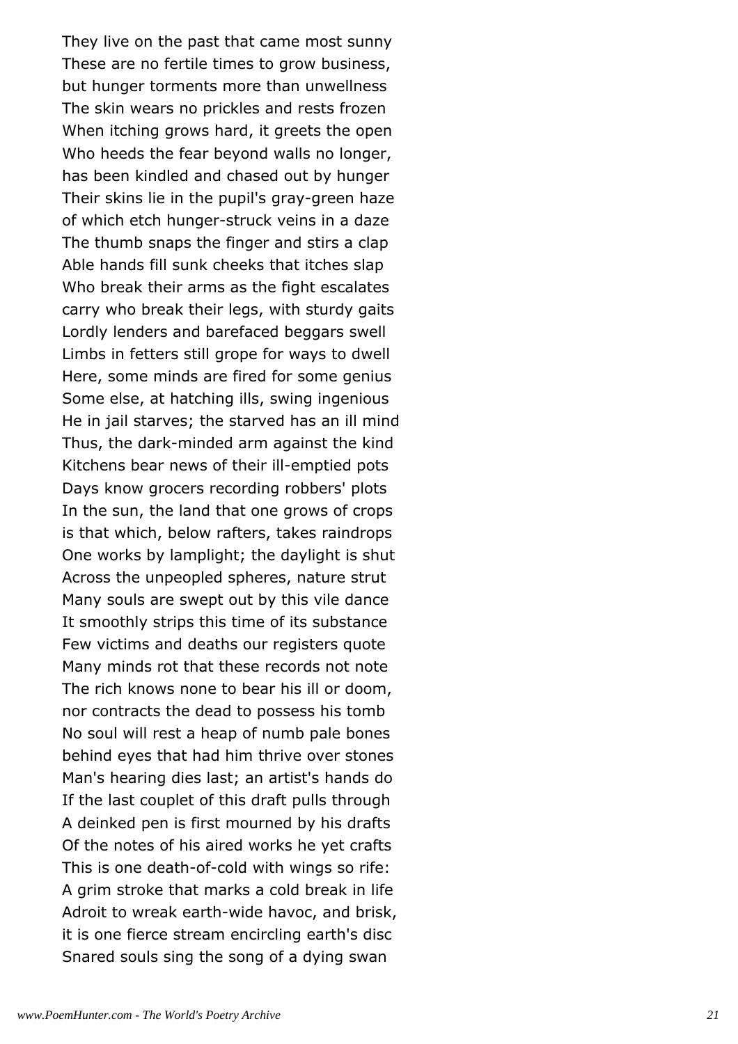They live on the past that came most sunny
These are no fertile times to grow business,
but hunger torments more than unwellness
The skin wears no prickles and rests frozen
When itching grows hard, it greets the open
Who heeds the fear beyond walls no longer,
has been kindled and chased out by hunger
Their skins lie in the pupil's gray-green haze
of which etch hunger-struck veins in a daze
The thumb snaps the finger and stirs a clap
Able hands fill sunk cheeks that itches slap
Who break their arms as the fight escalates
carry who break their legs, with sturdy gaits
Lordly lenders and barefaced beggars swell
Limbs in fetters still grope for ways to dwell
Here, some minds are fired for some genius
Some else, at hatching ills, swing ingenious
He in jail starves; the starved has an ill mind
Thus, the dark-minded arm against the kind
Kitchens bear news of their ill-emptied pots
Days know grocers recording robbers' plots
In the sun, the land that one grows of crops
is that which, below rafters, takes raindrops
One works by lamplight; the daylight is shut
Across the unpeopled spheres, nature strut
Many souls are swept out by this vile dance
It smoothly strips this time of its substance
Few victims and deaths our registers quote
Many minds rot that these records not note
The rich knows none to bear his ill or doom,
nor contracts the dead to possess his tomb
No soul will rest a heap of numb pale bones
behind eyes that had him thrive over stones
Man's hearing dies last; an artist's hands do
If the last couplet of this draft pulls through
A deinked pen is first mourned by his drafts
Of the notes of his aired works he yet crafts
This is one death-of-cold with wings so rife:
A grim stroke that marks a cold break in life
Adroit to wreak earth-wide havoc, and brisk,
it is one fierce stream encircling earth's disc
Snared souls sing the song of a dying swan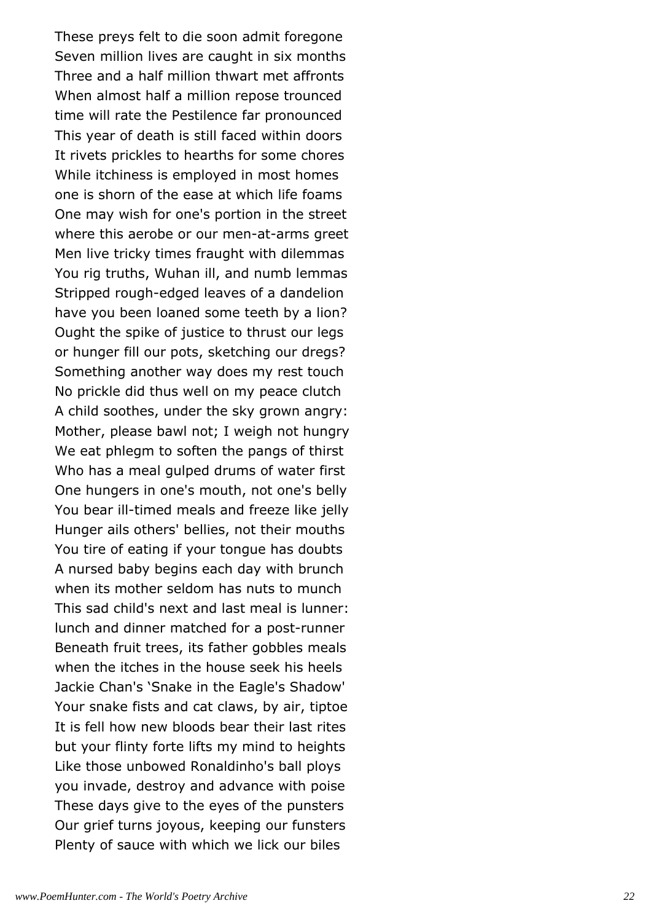These preys felt to die soon admit foregone
Seven million lives are caught in six months
Three and a half million thwart met affronts
When almost half a million repose trounced
time will rate the Pestilence far pronounced
This year of death is still faced within doors
It rivets prickles to hearths for some chores
While itchiness is employed in most homes
one is shorn of the ease at which life foams
One may wish for one's portion in the street
where this aerobe or our men-at-arms greet
Men live tricky times fraught with dilemmas
You rig truths, Wuhan ill, and numb lemmas
Stripped rough-edged leaves of a dandelion
have you been loaned some teeth by a lion?
Ought the spike of justice to thrust our legs
or hunger fill our pots, sketching our dregs?
Something another way does my rest touch
No prickle did thus well on my peace clutch
A child soothes, under the sky grown angry:
Mother, please bawl not; I weigh not hungry
We eat phlegm to soften the pangs of thirst
Who has a meal gulped drums of water first
One hungers in one's mouth, not one's belly
You bear ill-timed meals and freeze like jelly
Hunger ails others' bellies, not their mouths
You tire of eating if your tongue has doubts
A nursed baby begins each day with brunch
when its mother seldom has nuts to munch
This sad child's next and last meal is lunner:
lunch and dinner matched for a post-runner
Beneath fruit trees, its father gobbles meals
when the itches in the house seek his heels
Jackie Chan's 'Snake in the Eagle's Shadow'
Your snake fists and cat claws, by air, tiptoe
It is fell how new bloods bear their last rites
but your flinty forte lifts my mind to heights
Like those unbowed Ronaldinho's ball ploys
you invade, destroy and advance with poise
These days give to the eyes of the punsters
Our grief turns joyous, keeping our funsters
Plenty of sauce with which we lick our biles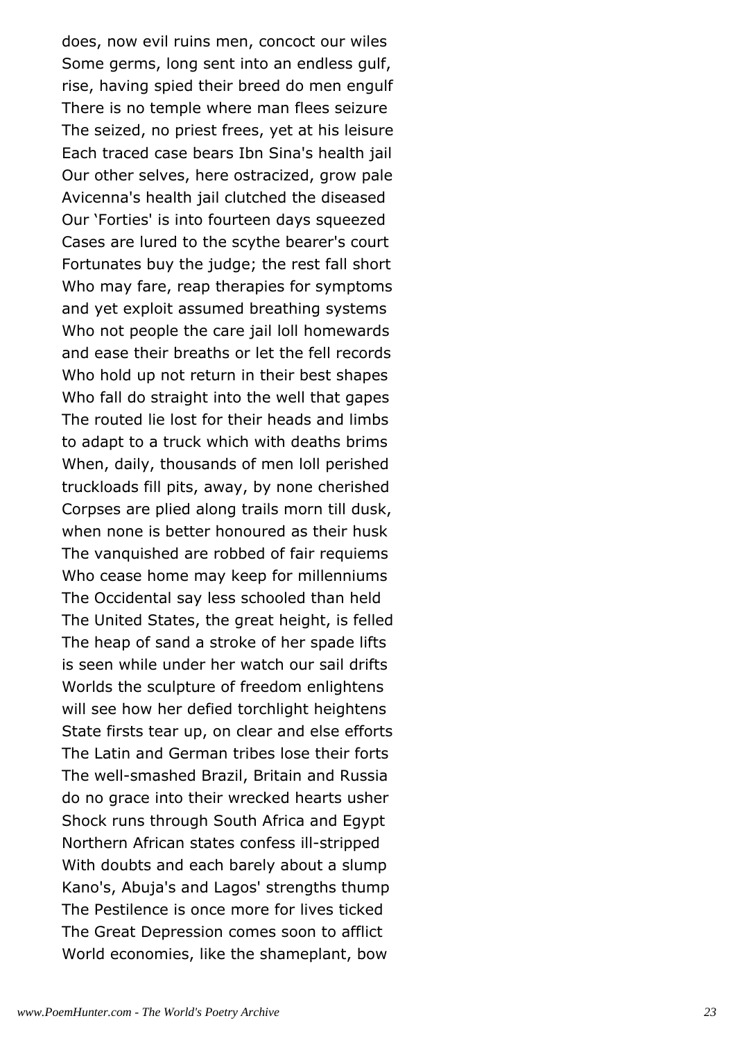does, now evil ruins men, concoct our wiles
Some germs, long sent into an endless gulf,
rise, having spied their breed do men engulf
There is no temple where man flees seizure
The seized, no priest frees, yet at his leisure
Each traced case bears Ibn Sina's health jail
Our other selves, here ostracized, grow pale
Avicenna's health jail clutched the diseased
Our 'Forties' is into fourteen days squeezed
Cases are lured to the scythe bearer's court
Fortunates buy the judge; the rest fall short
Who may fare, reap therapies for symptoms
and yet exploit assumed breathing systems
Who not people the care jail loll homewards
and ease their breaths or let the fell records
Who hold up not return in their best shapes
Who fall do straight into the well that gapes
The routed lie lost for their heads and limbs
to adapt to a truck which with deaths brims
When, daily, thousands of men loll perished
truckloads fill pits, away, by none cherished
Corpses are plied along trails morn till dusk,
when none is better honoured as their husk
The vanquished are robbed of fair requiems
Who cease home may keep for millenniums
The Occidental say less schooled than held
The United States, the great height, is felled
The heap of sand a stroke of her spade lifts
is seen while under her watch our sail drifts
Worlds the sculpture of freedom enlightens
will see how her defied torchlight heightens
State firsts tear up, on clear and else efforts
The Latin and German tribes lose their forts
The well-smashed Brazil, Britain and Russia
do no grace into their wrecked hearts usher
Shock runs through South Africa and Egypt
Northern African states confess ill-stripped
With doubts and each barely about a slump
Kano's, Abuja's and Lagos' strengths thump
The Pestilence is once more for lives ticked
The Great Depression comes soon to afflict
World economies, like the shameplant, bow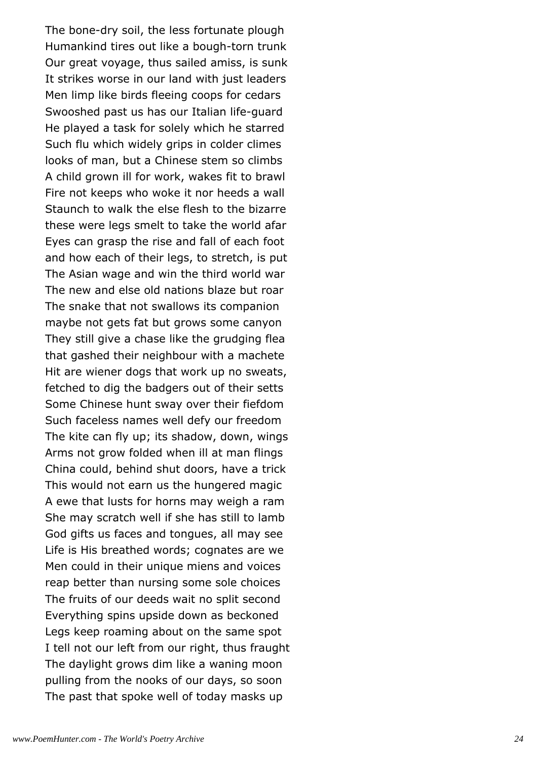The bone-dry soil, the less fortunate plough
Humankind tires out like a bough-torn trunk
Our great voyage, thus sailed amiss, is sunk
It strikes worse in our land with just leaders
Men limp like birds fleeing coops for cedars
Swooshed past us has our Italian life-guard
He played a task for solely which he starred
Such flu which widely grips in colder climes
looks of man, but a Chinese stem so climbs
A child grown ill for work, wakes fit to brawl
Fire not keeps who woke it nor heeds a wall
Staunch to walk the else flesh to the bizarre
these were legs smelt to take the world afar
Eyes can grasp the rise and fall of each foot
and how each of their legs, to stretch, is put
The Asian wage and win the third world war
The new and else old nations blaze but roar
The snake that not swallows its companion
maybe not gets fat but grows some canyon
They still give a chase like the grudging flea
that gashed their neighbour with a machete
Hit are wiener dogs that work up no sweats,
fetched to dig the badgers out of their setts
Some Chinese hunt sway over their fiefdom
Such faceless names well defy our freedom
The kite can fly up; its shadow, down, wings
Arms not grow folded when ill at man flings
China could, behind shut doors, have a trick
This would not earn us the hungered magic
A ewe that lusts for horns may weigh a ram
She may scratch well if she has still to lamb
God gifts us faces and tongues, all may see
Life is His breathed words; cognates are we
Men could in their unique miens and voices
reap better than nursing some sole choices
The fruits of our deeds wait no split second
Everything spins upside down as beckoned
Legs keep roaming about on the same spot
I tell not our left from our right, thus fraught
The daylight grows dim like a waning moon
pulling from the nooks of our days, so soon
The past that spoke well of today masks up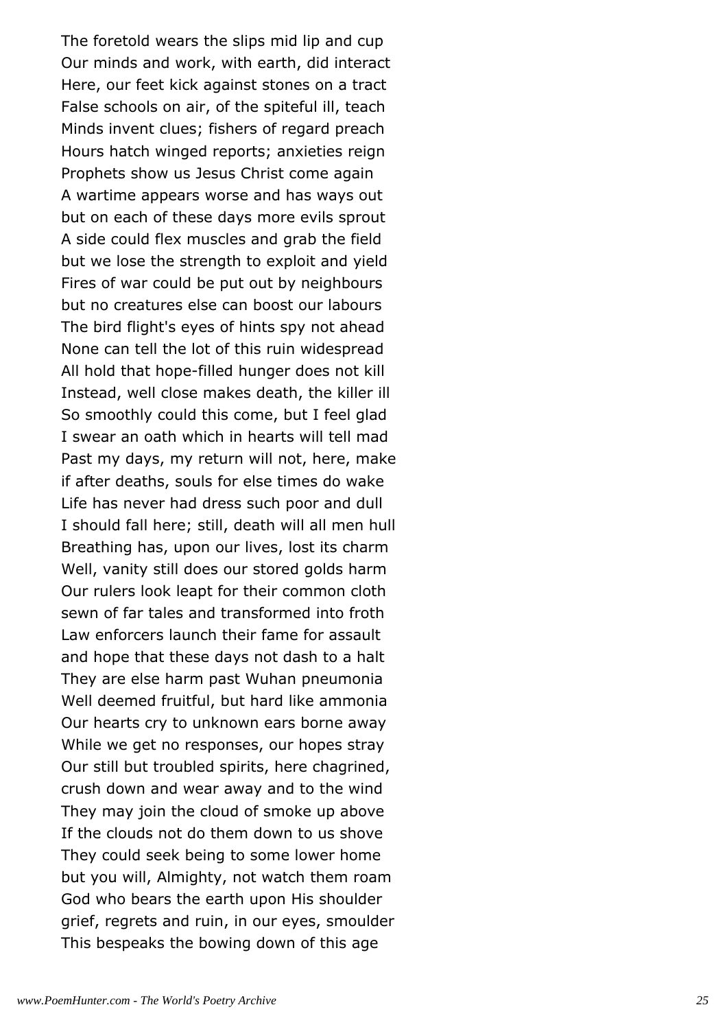The foretold wears the slips mid lip and cup
Our minds and work, with earth, did interact
Here, our feet kick against stones on a tract
False schools on air, of the spiteful ill, teach
Minds invent clues; fishers of regard preach
Hours hatch winged reports; anxieties reign
Prophets show us Jesus Christ come again
A wartime appears worse and has ways out
but on each of these days more evils sprout
A side could flex muscles and grab the field
but we lose the strength to exploit and yield
Fires of war could be put out by neighbours
but no creatures else can boost our labours
The bird flight's eyes of hints spy not ahead
None can tell the lot of this ruin widespread
All hold that hope-filled hunger does not kill
Instead, well close makes death, the killer ill
So smoothly could this come, but I feel glad
I swear an oath which in hearts will tell mad
Past my days, my return will not, here, make
if after deaths, souls for else times do wake
Life has never had dress such poor and dull
I should fall here; still, death will all men hull
Breathing has, upon our lives, lost its charm
Well, vanity still does our stored golds harm
Our rulers look leapt for their common cloth
sewn of far tales and transformed into froth
Law enforcers launch their fame for assault
and hope that these days not dash to a halt
They are else harm past Wuhan pneumonia
Well deemed fruitful, but hard like ammonia
Our hearts cry to unknown ears borne away
While we get no responses, our hopes stray
Our still but troubled spirits, here chagrined,
crush down and wear away and to the wind
They may join the cloud of smoke up above
If the clouds not do them down to us shove
They could seek being to some lower home
but you will, Almighty, not watch them roam
God who bears the earth upon His shoulder
grief, regrets and ruin, in our eyes, smoulder
This bespeaks the bowing down of this age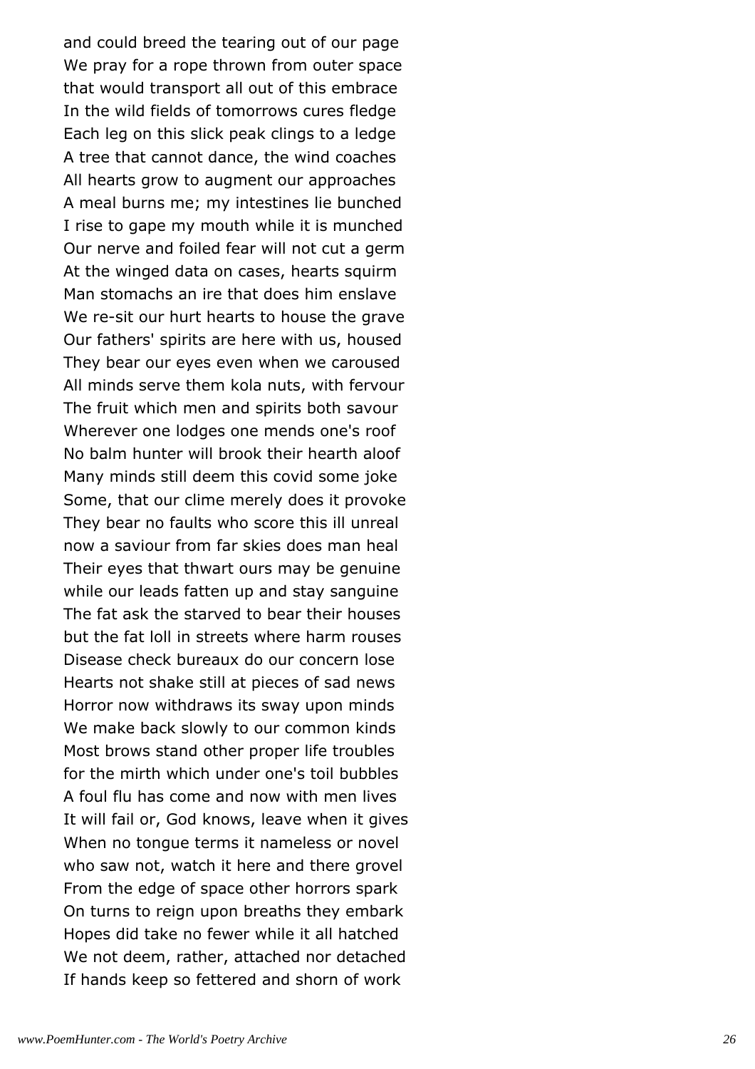and could breed the tearing out of our page
We pray for a rope thrown from outer space
that would transport all out of this embrace
In the wild fields of tomorrows cures fledge
Each leg on this slick peak clings to a ledge
A tree that cannot dance, the wind coaches
All hearts grow to augment our approaches
A meal burns me; my intestines lie bunched
I rise to gape my mouth while it is munched
Our nerve and foiled fear will not cut a germ
At the winged data on cases, hearts squirm
Man stomachs an ire that does him enslave
We re-sit our hurt hearts to house the grave
Our fathers' spirits are here with us, housed
They bear our eyes even when we caroused
All minds serve them kola nuts, with fervour
The fruit which men and spirits both savour
Wherever one lodges one mends one's roof
No balm hunter will brook their hearth aloof
Many minds still deem this covid some joke
Some, that our clime merely does it provoke
They bear no faults who score this ill unreal
now a saviour from far skies does man heal
Their eyes that thwart ours may be genuine
while our leads fatten up and stay sanguine
The fat ask the starved to bear their houses
but the fat loll in streets where harm rouses
Disease check bureaux do our concern lose
Hearts not shake still at pieces of sad news
Horror now withdraws its sway upon minds
We make back slowly to our common kinds
Most brows stand other proper life troubles
for the mirth which under one's toil bubbles
A foul flu has come and now with men lives
It will fail or, God knows, leave when it gives
When no tongue terms it nameless or novel
who saw not, watch it here and there grovel
From the edge of space other horrors spark
On turns to reign upon breaths they embark
Hopes did take no fewer while it all hatched
We not deem, rather, attached nor detached
If hands keep so fettered and shorn of work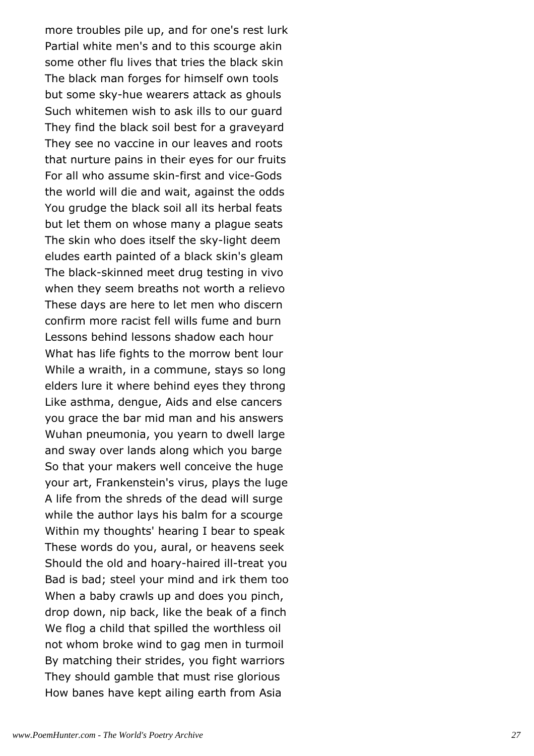more troubles pile up, and for one's rest lurk
Partial white men's and to this scourge akin
some other flu lives that tries the black skin
The black man forges for himself own tools
but some sky-hue wearers attack as ghouls
Such whitemen wish to ask ills to our guard
They find the black soil best for a graveyard
They see no vaccine in our leaves and roots
that nurture pains in their eyes for our fruits
For all who assume skin-first and vice-Gods
the world will die and wait, against the odds
You grudge the black soil all its herbal feats
but let them on whose many a plague seats
The skin who does itself the sky-light deem
eludes earth painted of a black skin's gleam
The black-skinned meet drug testing in vivo
when they seem breaths not worth a relievo
These days are here to let men who discern
confirm more racist fell wills fume and burn
Lessons behind lessons shadow each hour
What has life fights to the morrow bent lour
While a wraith, in a commune, stays so long
elders lure it where behind eyes they throng
Like asthma, dengue, Aids and else cancers
you grace the bar mid man and his answers
Wuhan pneumonia, you yearn to dwell large
and sway over lands along which you barge
So that your makers well conceive the huge
your art, Frankenstein's virus, plays the luge
A life from the shreds of the dead will surge
while the author lays his balm for a scourge
Within my thoughts' hearing I bear to speak
These words do you, aural, or heavens seek
Should the old and hoary-haired ill-treat you
Bad is bad; steel your mind and irk them too
When a baby crawls up and does you pinch,
drop down, nip back, like the beak of a finch
We flog a child that spilled the worthless oil
not whom broke wind to gag men in turmoil
By matching their strides, you fight warriors
They should gamble that must rise glorious
How banes have kept ailing earth from Asia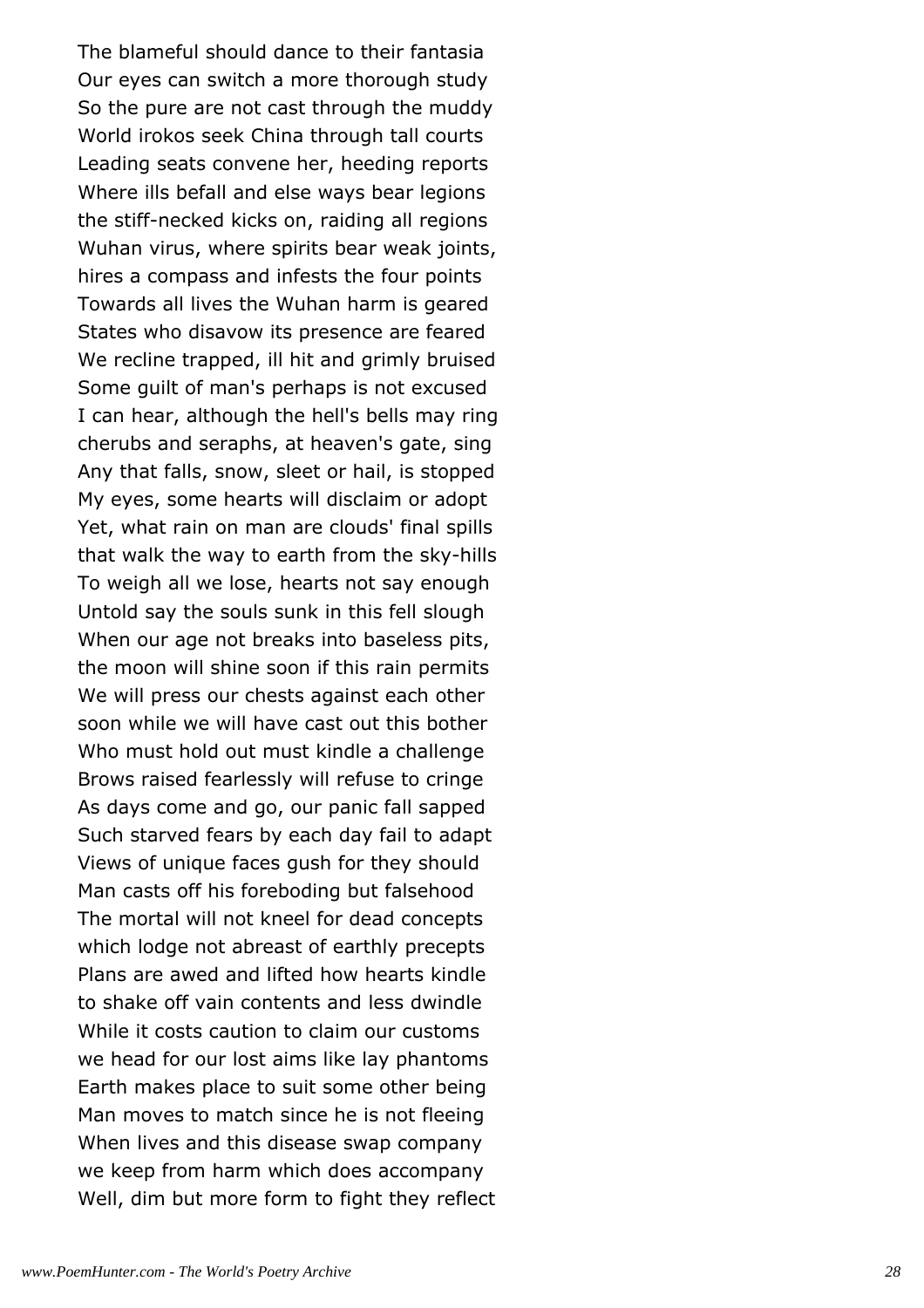The blameful should dance to their fantasia
Our eyes can switch a more thorough study
So the pure are not cast through the muddy
World irokos seek China through tall courts
Leading seats convene her, heeding reports
Where ills befall and else ways bear legions
the stiff-necked kicks on, raiding all regions
Wuhan virus, where spirits bear weak joints,
hires a compass and infests the four points
Towards all lives the Wuhan harm is geared
States who disavow its presence are feared
We recline trapped, ill hit and grimly bruised
Some guilt of man's perhaps is not excused
I can hear, although the hell's bells may ring
cherubs and seraphs, at heaven's gate, sing
Any that falls, snow, sleet or hail, is stopped
My eyes, some hearts will disclaim or adopt
Yet, what rain on man are clouds' final spills
that walk the way to earth from the sky-hills
To weigh all we lose, hearts not say enough
Untold say the souls sunk in this fell slough
When our age not breaks into baseless pits,
the moon will shine soon if this rain permits
We will press our chests against each other
soon while we will have cast out this bother
Who must hold out must kindle a challenge
Brows raised fearlessly will refuse to cringe
As days come and go, our panic fall sapped
Such starved fears by each day fail to adapt
Views of unique faces gush for they should
Man casts off his foreboding but falsehood
The mortal will not kneel for dead concepts
which lodge not abreast of earthly precepts
Plans are awed and lifted how hearts kindle
to shake off vain contents and less dwindle
While it costs caution to claim our customs
we head for our lost aims like lay phantoms
Earth makes place to suit some other being
Man moves to match since he is not fleeing
When lives and this disease swap company
we keep from harm which does accompany
Well, dim but more form to fight they reflect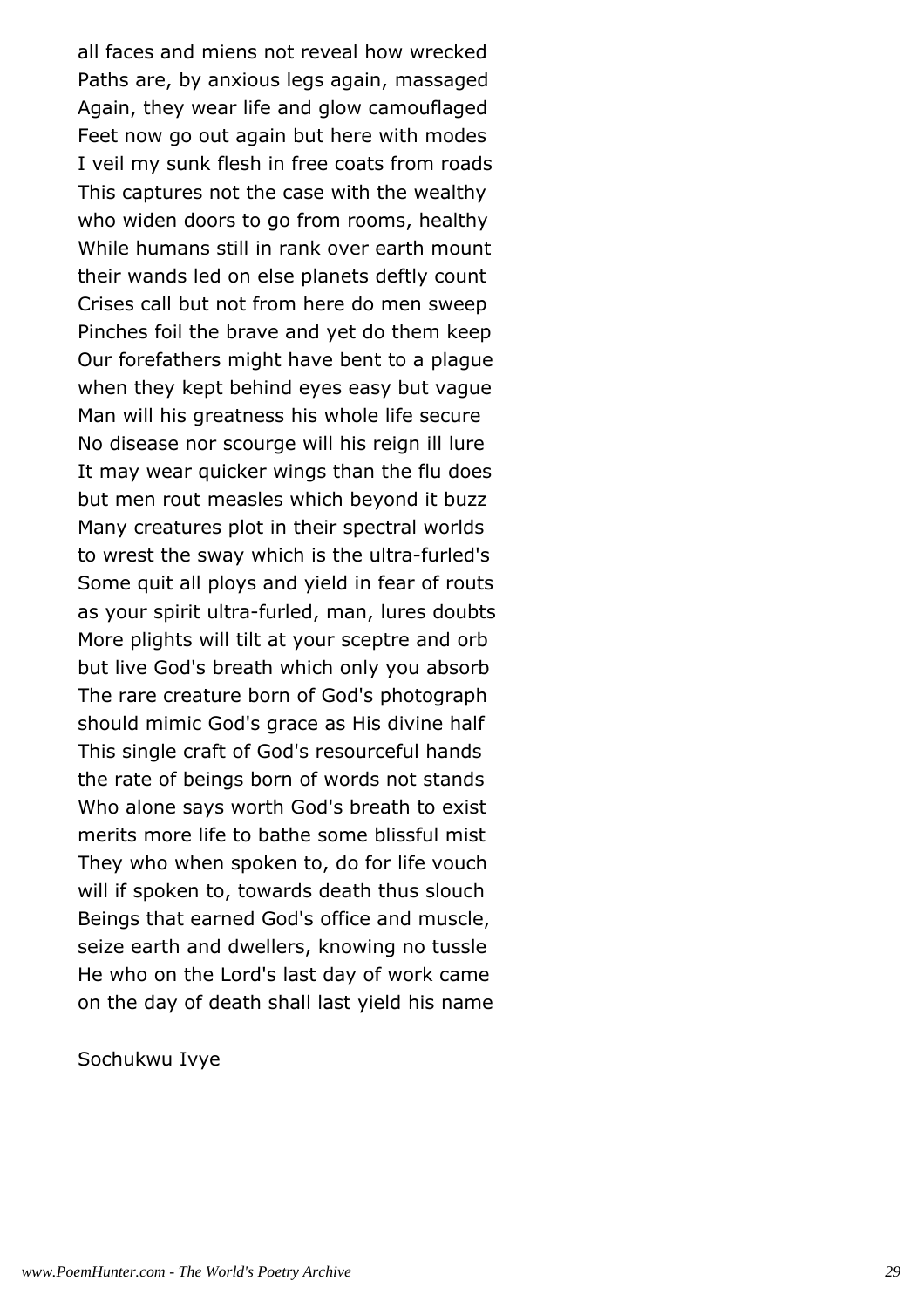all faces and miens not reveal how wrecked
Paths are, by anxious legs again, massaged
Again, they wear life and glow camouflaged
Feet now go out again but here with modes
I veil my sunk flesh in free coats from roads
This captures not the case with the wealthy
who widen doors to go from rooms, healthy
While humans still in rank over earth mount
their wands led on else planets deftly count
Crises call but not from here do men sweep
Pinches foil the brave and yet do them keep
Our forefathers might have bent to a plague
when they kept behind eyes easy but vague
Man will his greatness his whole life secure
No disease nor scourge will his reign ill lure
It may wear quicker wings than the flu does
but men rout measles which beyond it buzz
Many creatures plot in their spectral worlds
to wrest the sway which is the ultra-furled's
Some quit all ploys and yield in fear of routs
as your spirit ultra-furled, man, lures doubts
More plights will tilt at your sceptre and orb
but live God's breath which only you absorb
The rare creature born of God's photograph
should mimic God's grace as His divine half
This single craft of God's resourceful hands
the rate of beings born of words not stands
Who alone says worth God's breath to exist
merits more life to bathe some blissful mist
They who when spoken to, do for life vouch
will if spoken to, towards death thus slouch
Beings that earned God's office and muscle,
seize earth and dwellers, knowing no tussle
He who on the Lord's last day of work came
on the day of death shall last yield his name

Sochukwu Ivye